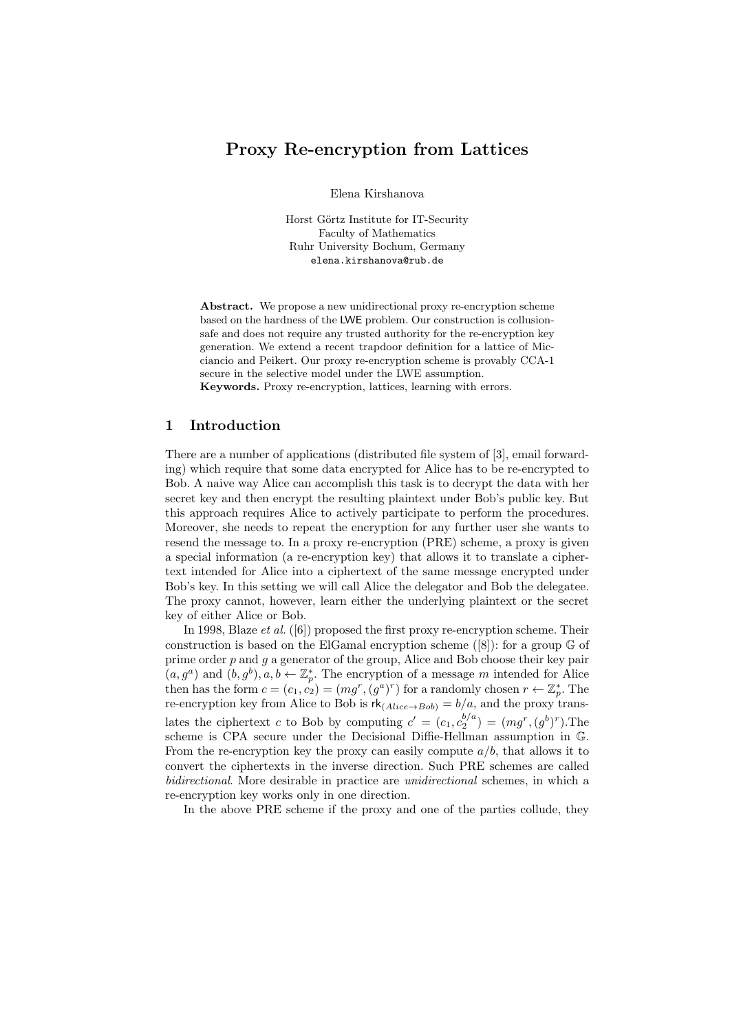# Proxy Re-encryption from Lattices

Elena Kirshanova

Horst Görtz Institute for IT-Security
Faculty of Mathematics
Ruhr University Bochum, Germany
elena.kirshanova@rub.de

**Abstract.** We propose a new unidirectional proxy re-encryption scheme based on the hardness of the LWE problem. Our construction is collusion-safe and does not require any trusted authority for the re-encryption key generation. We extend a recent trapdoor definition for a lattice of Micciancio and Peikert. Our proxy re-encryption scheme is provably CCA-1 secure in the selective model under the LWE assumption.
**Keywords.** Proxy re-encryption, lattices, learning with errors.

## 1 Introduction

There are a number of applications (distributed file system of [3], email forwarding) which require that some data encrypted for Alice has to be re-encrypted to Bob. A naive way Alice can accomplish this task is to decrypt the data with her secret key and then encrypt the resulting plaintext under Bob's public key. But this approach requires Alice to actively participate to perform the procedures. Moreover, she needs to repeat the encryption for any further user she wants to resend the message to. In a proxy re-encryption (PRE) scheme, a proxy is given a special information (a re-encryption key) that allows it to translate a ciphertext intended for Alice into a ciphertext of the same message encrypted under Bob's key. In this setting we will call Alice the delegator and Bob the delegatee. The proxy cannot, however, learn either the underlying plaintext or the secret key of either Alice or Bob.

In 1998, Blaze *et al.* ([6]) proposed the first proxy re-encryption scheme. Their construction is based on the ElGamal encryption scheme ([8]): for a group $\mathbb{G}$ of prime order $p$ and $g$ a generator of the group, Alice and Bob choose their key pair $(a, g^a)$ and $(b, g^b), a, b \leftarrow \mathbb{Z}_p^*$. The encryption of a message $m$ intended for Alice then has the form $c = (c_1, c_2) = (mg^r, (g^a)^r)$ for a randomly chosen $r \leftarrow \mathbb{Z}_p^*$. The re-encryption key from Alice to Bob is $\mathsf{rk}_{(Alice \rightarrow Bob)} = b/a$, and the proxy translates the ciphertext $c$ to Bob by computing $c' = (c_1, c_2^{b/a}) = (mg^r, (g^b)^r)$.The scheme is CPA secure under the Decisional Diffie-Hellman assumption in $\mathbb{G}$. From the re-encryption key the proxy can easily compute $a/b$, that allows it to convert the ciphertexts in the inverse direction. Such PRE schemes are called *bidirectional*. More desirable in practice are *unidirectional* schemes, in which a re-encryption key works only in one direction.

In the above PRE scheme if the proxy and one of the parties collude, they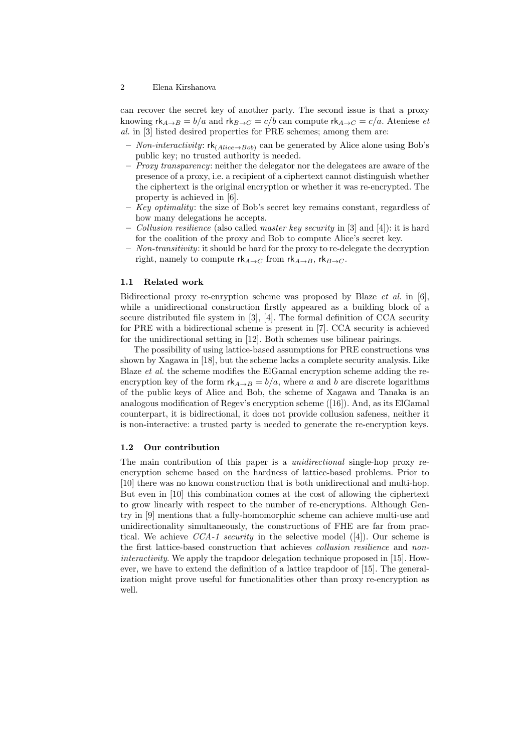can recover the secret key of another party. The second issue is that a proxy knowing $\mathsf{rk}_{A\to B} = b/a$ and $\mathsf{rk}_{B\to C} = c/b$ can compute $\mathsf{rk}_{A\to C} = c/a$. Ateniese *et al.* in [3] listed desired properties for PRE schemes; among them are:

- *Non-interactivity*: $\mathsf{rk}_{(Alice\to Bob)}$ can be generated by Alice alone using Bob's public key; no trusted authority is needed.
- *Proxy transparency*: neither the delegator nor the delegatees are aware of the presence of a proxy, i.e. a recipient of a ciphertext cannot distinguish whether the ciphertext is the original encryption or whether it was re-encrypted. The property is achieved in [6].
- *Key optimality*: the size of Bob's secret key remains constant, regardless of how many delegations he accepts.
- *Collusion resilience* (also called *master key security* in [3] and [4]): it is hard for the coalition of the proxy and Bob to compute Alice's secret key.
- *Non-transitivity*: it should be hard for the proxy to re-delegate the decryption right, namely to compute $\mathsf{rk}_{A\to C}$ from $\mathsf{rk}_{A\to B}$, $\mathsf{rk}_{B\to C}$.

### 1.1 Related work

Bidirectional proxy re-enryption scheme was proposed by Blaze *et al.* in [6], while a unidirectional construction firstly appeared as a building block of a secure distributed file system in [3], [4]. The formal definition of CCA security for PRE with a bidirectional scheme is present in [7]. CCA security is achieved for the unidirectional setting in [12]. Both schemes use bilinear pairings.

The possibility of using lattice-based assumptions for PRE constructions was shown by Xagawa in [18], but the scheme lacks a complete security analysis. Like Blaze *et al.* the scheme modifies the ElGamal encryption scheme adding the re-encryption key of the form $\mathsf{rk}_{A\to B} = b/a$, where $a$ and $b$ are discrete logarithms of the public keys of Alice and Bob, the scheme of Xagawa and Tanaka is an analogous modification of Regev's encryption scheme ([16]). And, as its ElGamal counterpart, it is bidirectional, it does not provide collusion safeness, neither it is non-interactive: a trusted party is needed to generate the re-encryption keys.

### 1.2 Our contribution

The main contribution of this paper is a *unidirectional* single-hop proxy re-encryption scheme based on the hardness of lattice-based problems. Prior to [10] there was no known construction that is both unidirectional and multi-hop. But even in [10] this combination comes at the cost of allowing the ciphertext to grow linearly with respect to the number of re-encryptions. Although Gentry in [9] mentions that a fully-homomorphic scheme can achieve multi-use and unidirectionality simultaneously, the constructions of FHE are far from practical. We achieve *CCA-1 security* in the selective model ([4]). Our scheme is the first lattice-based construction that achieves *collusion resilience* and *non-interactivity*. We apply the trapdoor delegation technique proposed in [15]. However, we have to extend the definition of a lattice trapdoor of [15]. The generalization might prove useful for functionalities other than proxy re-encryption as well.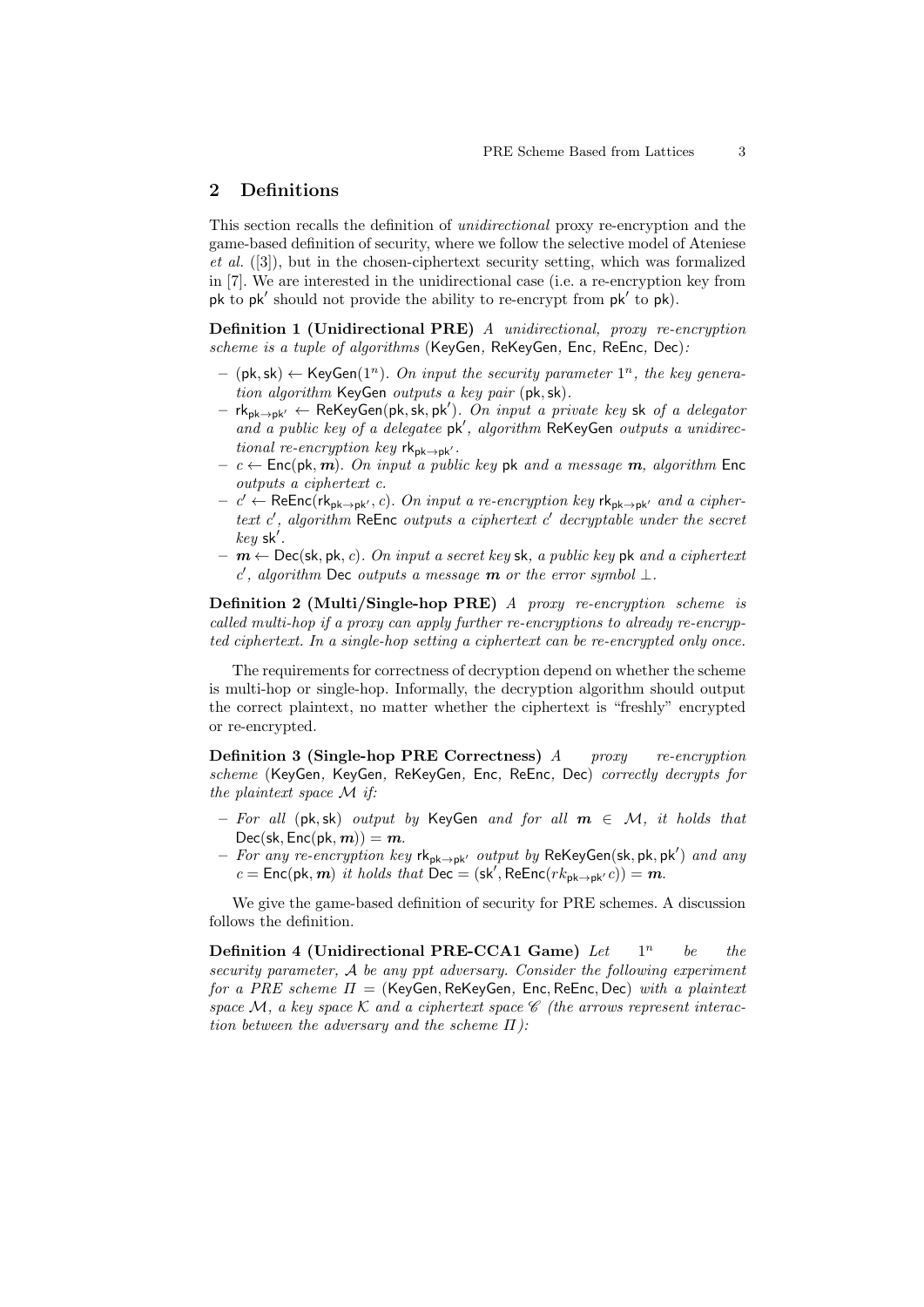## 2 Definitions

This section recalls the definition of *unidirectional* proxy re-encryption and the game-based definition of security, where we follow the selective model of Ateniese *et al.* ([3]), but in the chosen-ciphertext security setting, which was formalized in [7]. We are interested in the unidirectional case (i.e. a re-encryption key from $\mathsf{pk}$ to $\mathsf{pk}'$ should not provide the ability to re-encrypt from $\mathsf{pk}'$ to $\mathsf{pk}$).

**Definition 1 (Unidirectional PRE)** *A unidirectional, proxy re-encryption scheme is a tuple of algorithms* (KeyGen, ReKeyGen, Enc, ReEnc, Dec)*:*

- $(\mathsf{pk}, \mathsf{sk}) \leftarrow \mathsf{KeyGen}(1^n)$. *On input the security parameter* $1^n$*, the key generation algorithm* KeyGen *outputs a key pair* $(\mathsf{pk}, \mathsf{sk})$.
- $\mathsf{rk}_{\mathsf{pk}\to\mathsf{pk}'} \leftarrow \mathsf{ReKeyGen}(\mathsf{pk}, \mathsf{sk}, \mathsf{pk}')$. *On input a private key* $\mathsf{sk}$ *of a delegator and a public key of a delegatee* $\mathsf{pk}'$*, algorithm* ReKeyGen *outputs a unidirectional re-encryption key* $\mathsf{rk}_{\mathsf{pk}\to\mathsf{pk}'}$.
- $c \leftarrow \mathsf{Enc}(\mathsf{pk}, \boldsymbol{m})$. *On input a public key* $\mathsf{pk}$ *and a message* $\boldsymbol{m}$*, algorithm* Enc *outputs a ciphertext* $c$.
- $c' \leftarrow \mathsf{ReEnc}(\mathsf{rk}_{\mathsf{pk}\to\mathsf{pk}'}, c)$. *On input a re-encryption key* $\mathsf{rk}_{\mathsf{pk}\to\mathsf{pk}'}$ *and a ciphertext* $c'$*, algorithm* ReEnc *outputs a ciphertext* $c'$ *decryptable under the secret key* $\mathsf{sk}'$.
- $\boldsymbol{m} \leftarrow \mathsf{Dec}(\mathsf{sk}, \mathsf{pk}, c)$. *On input a secret key* $\mathsf{sk}$*, a public key* $\mathsf{pk}$ *and a ciphertext* $c'$*, algorithm* Dec *outputs a message* $\boldsymbol{m}$ *or the error symbol* $\perp$.

**Definition 2 (Multi/Single-hop PRE)** *A proxy re-encryption scheme is called multi-hop if a proxy can apply further re-encryptions to already re-encrypted ciphertext. In a single-hop setting a ciphertext can be re-encrypted only once.*

The requirements for correctness of decryption depend on whether the scheme is multi-hop or single-hop. Informally, the decryption algorithm should output the correct plaintext, no matter whether the ciphertext is "freshly" encrypted or re-encrypted.

**Definition 3 (Single-hop PRE Correctness)** *A proxy re-encryption scheme* (KeyGen, KeyGen, ReKeyGen, Enc, ReEnc, Dec) *correctly decrypts for the plaintext space* $\mathcal{M}$ *if:*

- *For all* $(\mathsf{pk}, \mathsf{sk})$ *output by* KeyGen *and for all* $\boldsymbol{m} \in \mathcal{M}$*, it holds that* $\mathsf{Dec}(\mathsf{sk}, \mathsf{Enc}(\mathsf{pk}, \boldsymbol{m})) = \boldsymbol{m}$.
- *For any re-encryption key* $\mathsf{rk}_{\mathsf{pk}\to\mathsf{pk}'}$ *output by* $\mathsf{ReKeyGen}(\mathsf{sk}, \mathsf{pk}, \mathsf{pk}')$ *and any* $c = \mathsf{Enc}(\mathsf{pk}, \boldsymbol{m})$ *it holds that* $\mathsf{Dec} = (\mathsf{sk}', \mathsf{ReEnc}(rk_{\mathsf{pk}\to\mathsf{pk}'} c)) = \boldsymbol{m}$.

We give the game-based definition of security for PRE schemes. A discussion follows the definition.

**Definition 4 (Unidirectional PRE-CCA1 Game)** *Let* $1^n$ *be the security parameter,* $\mathcal{A}$ *be any ppt adversary. Consider the following experiment for a PRE scheme* $\Pi = (\mathsf{KeyGen}, \mathsf{ReKeyGen}, \mathsf{Enc}, \mathsf{ReEnc}, \mathsf{Dec})$ *with a plaintext space* $\mathcal{M}$*, a key space* $\mathcal{K}$ *and a ciphertext space* $\mathscr{C}$ *(the arrows represent interaction between the adversary and the scheme* $\Pi$*):*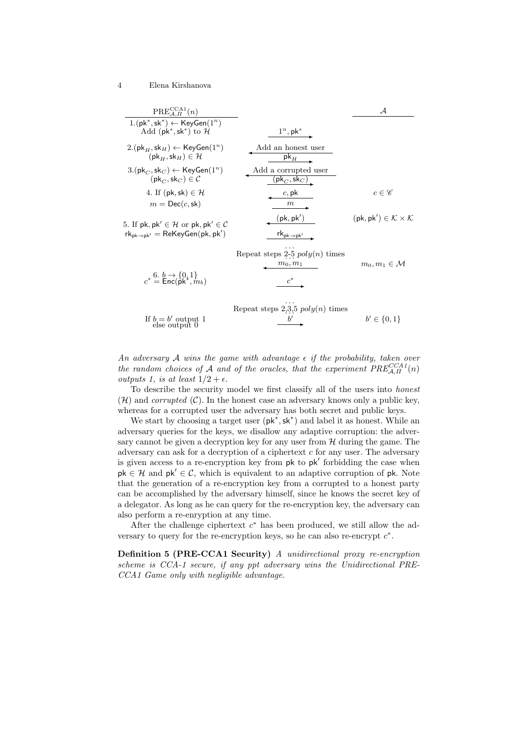| $\mathrm{PRE}^{\mathrm{CCA1}}_{\mathcal{A},\Pi}(n)$ | | $\mathcal{A}$ |
|---|---|---|
| 1.$(\mathsf{pk}^*, \mathsf{sk}^*) \leftarrow \mathsf{KeyGen}(1^n)$ Add $(\mathsf{pk}^*, \mathsf{sk}^*)$ to $\mathcal{H}$ | $1^n, \mathsf{pk}^*$ $\rightarrow$ | |
| 2.$(\mathsf{pk}_H, \mathsf{sk}_H) \leftarrow \mathsf{KeyGen}(1^n)$ $(\mathsf{pk}_H, \mathsf{sk}_H) \in \mathcal{H}$ | $\leftarrow$ Add an honest user; $\mathsf{pk}_H$ $\rightarrow$ | |
| 3.$(\mathsf{pk}_C, \mathsf{sk}_C) \leftarrow \mathsf{KeyGen}(1^n)$ $(\mathsf{pk}_C, \mathsf{sk}_C) \in \mathcal{C}$ | $\leftarrow$ Add a corrupted user; $(\mathsf{pk}_C, \mathsf{sk}_C)$ $\rightarrow$ | |
| 4. If $(\mathsf{pk}, \mathsf{sk}) \in \mathcal{H}$ $m = \mathsf{Dec}(c, \mathsf{sk})$ | $\leftarrow$ $c, \mathsf{pk}$; $m$ $\rightarrow$ | $c \in \mathscr{C}$ |
| 5. If $\mathsf{pk}, \mathsf{pk}' \in \mathcal{H}$ or $\mathsf{pk}, \mathsf{pk}' \in \mathcal{C}$ $\mathsf{rk}_{\mathsf{pk}\rightarrow\mathsf{pk}'} = \mathsf{ReKeyGen}(\mathsf{pk}, \mathsf{pk}')$ | $\leftarrow$ $(\mathsf{pk}, \mathsf{pk}')$; $\mathsf{rk}_{\mathsf{pk}\rightarrow\mathsf{pk}'}$ $\rightarrow$ | $(\mathsf{pk}, \mathsf{pk}') \in \mathcal{K} \times \mathcal{K}$ |
| | ... Repeat steps 2-5 $poly(n)$ times ... | |
| | $\leftarrow$ $m_0, m_1$ | $m_0, m_1 \in \mathcal{M}$ |
| 6. $b \rightarrow \{0, 1\}$ $c^* = \mathsf{Enc}(\mathsf{pk}^*, m_b)$ | $c^*$ $\rightarrow$ | |
| | ... Repeat steps 2,3,5 $poly(n)$ times ... | |
| If $b = b'$ output 1 else output 0 | $b'$ $\rightarrow$ | $b' \in \{0, 1\}$ |

*An adversary $\mathcal{A}$ wins the game with advantage $\epsilon$ if the probability, taken over the random choices of $\mathcal{A}$ and of the oracles, that the experiment $PRE^{CCA1}_{\mathcal{A},\Pi}(n)$ outputs 1, is at least $1/2 + \epsilon$.*

To describe the security model we first classify all of the users into *honest* ($\mathcal{H}$) and *corrupted* ($\mathcal{C}$). In the honest case an adversary knows only a public key, whereas for a corrupted user the adversary has both secret and public keys.

We start by choosing a target user $(\mathsf{pk}^*, \mathsf{sk}^*)$ and label it as honest. While an adversary queries for the keys, we disallow any adaptive corruption: the adversary cannot be given a decryption key for any user from $\mathcal{H}$ during the game. The adversary can ask for a decryption of a ciphertext $c$ for any user. The adversary is given access to a re-encryption key from $\mathsf{pk}$ to $\mathsf{pk}'$ forbidding the case when $\mathsf{pk} \in \mathcal{H}$ and $\mathsf{pk}' \in \mathcal{C}$, which is equivalent to an adaptive corruption of $\mathsf{pk}$. Note that the generation of a re-encryption key from a corrupted to a honest party can be accomplished by the adversary himself, since he knows the secret key of a delegator. As long as he can query for the re-encryption key, the adversary can also perform a re-enryption at any time.

After the challenge ciphertext $c^*$ has been produced, we still allow the adversary to query for the re-encryption keys, so he can also re-encrypt $c^*$.

**Definition 5 (PRE-CCA1 Security)** *A unidirectional proxy re-encryption scheme is CCA-1 secure, if any ppt adversary wins the Unidirectional PRE-CCA1 Game only with negligible advantage.*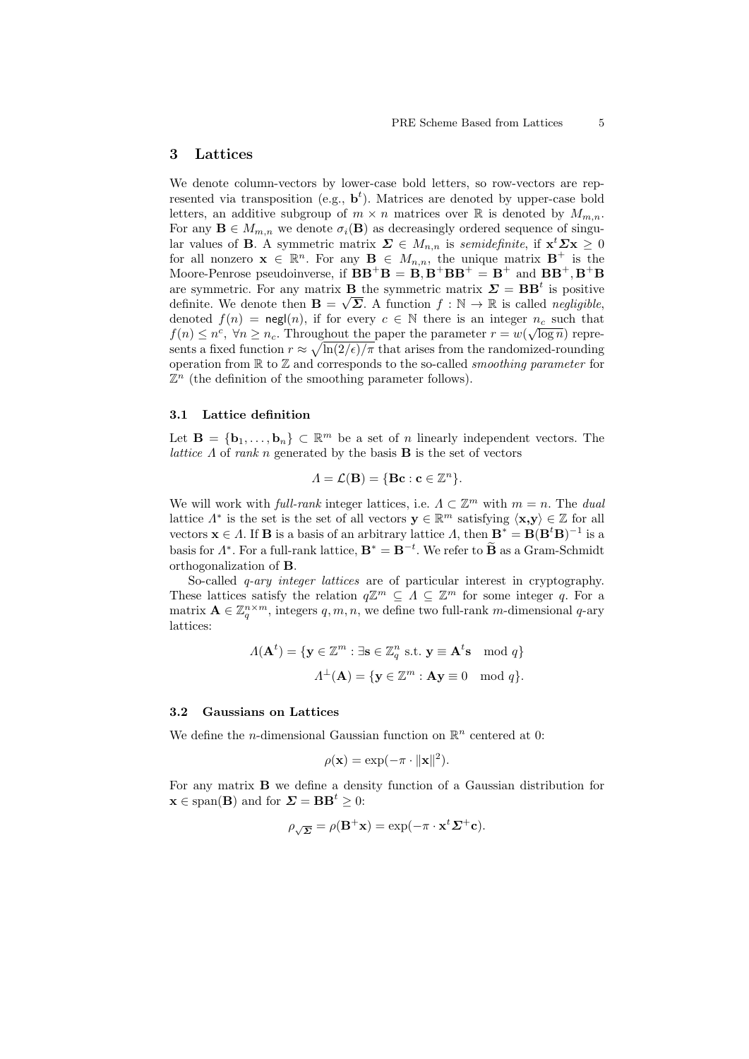## 3 Lattices

We denote column-vectors by lower-case bold letters, so row-vectors are represented via transposition (e.g., $\mathbf{b}^t$). Matrices are denoted by upper-case bold letters, an additive subgroup of $m \times n$ matrices over $\mathbb{R}$ is denoted by $M_{m,n}$. For any $\mathbf{B} \in M_{m,n}$ we denote $\sigma_i(\mathbf{B})$ as decreasingly ordered sequence of singular values of $\mathbf{B}$. A symmetric matrix $\boldsymbol{\Sigma} \in M_{n,n}$ is *semidefinite*, if $\mathbf{x}^t \boldsymbol{\Sigma} \mathbf{x} \geq 0$ for all nonzero $\mathbf{x} \in \mathbb{R}^n$. For any $\mathbf{B} \in M_{n,n}$, the unique matrix $\mathbf{B}^+$ is the Moore-Penrose pseudoinverse, if $\mathbf{B}\mathbf{B}^+\mathbf{B} = \mathbf{B}, \mathbf{B}^+\mathbf{B}\mathbf{B}^+ = \mathbf{B}^+$ and $\mathbf{B}\mathbf{B}^+, \mathbf{B}^+\mathbf{B}$ are symmetric. For any matrix $\mathbf{B}$ the symmetric matrix $\boldsymbol{\Sigma} = \mathbf{B}\mathbf{B}^t$ is positive definite. We denote then $\mathbf{B} = \sqrt{\boldsymbol{\Sigma}}$. A function $f : \mathbb{N} \to \mathbb{R}$ is called *negligible*, denoted $f(n) = \mathsf{negl}(n)$, if for every $c \in \mathbb{N}$ there is an integer $n_c$ such that $f(n) \leq n^c$, $\forall n \geq n_c$. Throughout the paper the parameter $r = w(\sqrt{\log n})$ represents a fixed function $r \approx \sqrt{\ln(2/\epsilon)/\pi}$ that arises from the randomized-rounding operation from $\mathbb{R}$ to $\mathbb{Z}$ and corresponds to the so-called *smoothing parameter* for $\mathbb{Z}^n$ (the definition of the smoothing parameter follows).

### 3.1 Lattice definition

Let $\mathbf{B} = \{\mathbf{b}_1, \ldots, \mathbf{b}_n\} \subset \mathbb{R}^m$ be a set of $n$ linearly independent vectors. The *lattice* $\Lambda$ of *rank* $n$ generated by the basis $\mathbf{B}$ is the set of vectors

$$\Lambda = \mathcal{L}(\mathbf{B}) = \{\mathbf{B}\mathbf{c} : \mathbf{c} \in \mathbb{Z}^n\}.$$

We will work with *full-rank* integer lattices, i.e. $\Lambda \subset \mathbb{Z}^m$ with $m = n$. The *dual* lattice $\Lambda^*$ is the set is the set of all vectors $\mathbf{y} \in \mathbb{R}^m$ satisfying $\langle \mathbf{x}, \mathbf{y} \rangle \in \mathbb{Z}$ for all vectors $\mathbf{x} \in \Lambda$. If $\mathbf{B}$ is a basis of an arbitrary lattice $\Lambda$, then $\mathbf{B}^* = \mathbf{B}(\mathbf{B}^t\mathbf{B})^{-1}$ is a basis for $\Lambda^*$. For a full-rank lattice, $\mathbf{B}^* = \mathbf{B}^{-t}$. We refer to $\widetilde{\mathbf{B}}$ as a Gram-Schmidt orthogonalization of $\mathbf{B}$.

So-called *q-ary integer lattices* are of particular interest in cryptography. These lattices satisfy the relation $q\mathbb{Z}^m \subseteq \Lambda \subseteq \mathbb{Z}^m$ for some integer $q$. For a matrix $\mathbf{A} \in \mathbb{Z}_q^{n \times m}$, integers $q, m, n$, we define two full-rank $m$-dimensional $q$-ary lattices:

$$\Lambda(\mathbf{A}^t) = \{\mathbf{y} \in \mathbb{Z}^m : \exists \mathbf{s} \in \mathbb{Z}_q^n \text{ s.t. } \mathbf{y} \equiv \mathbf{A}^t\mathbf{s} \mod q\}$$

$$\Lambda^{\perp}(\mathbf{A}) = \{\mathbf{y} \in \mathbb{Z}^m : \mathbf{A}\mathbf{y} \equiv 0 \mod q\}.$$

### 3.2 Gaussians on Lattices

We define the $n$-dimensional Gaussian function on $\mathbb{R}^n$ centered at 0:

$$\rho(\mathbf{x}) = \exp(-\pi \cdot \|\mathbf{x}\|^2).$$

For any matrix $\mathbf{B}$ we define a density function of a Gaussian distribution for $\mathbf{x} \in \text{span}(\mathbf{B})$ and for $\boldsymbol{\Sigma} = \mathbf{B}\mathbf{B}^t \geq 0$:

$$\rho_{\sqrt{\boldsymbol{\Sigma}}} = \rho(\mathbf{B}^+\mathbf{x}) = \exp(-\pi \cdot \mathbf{x}^t \boldsymbol{\Sigma}^+ \mathbf{c}).$$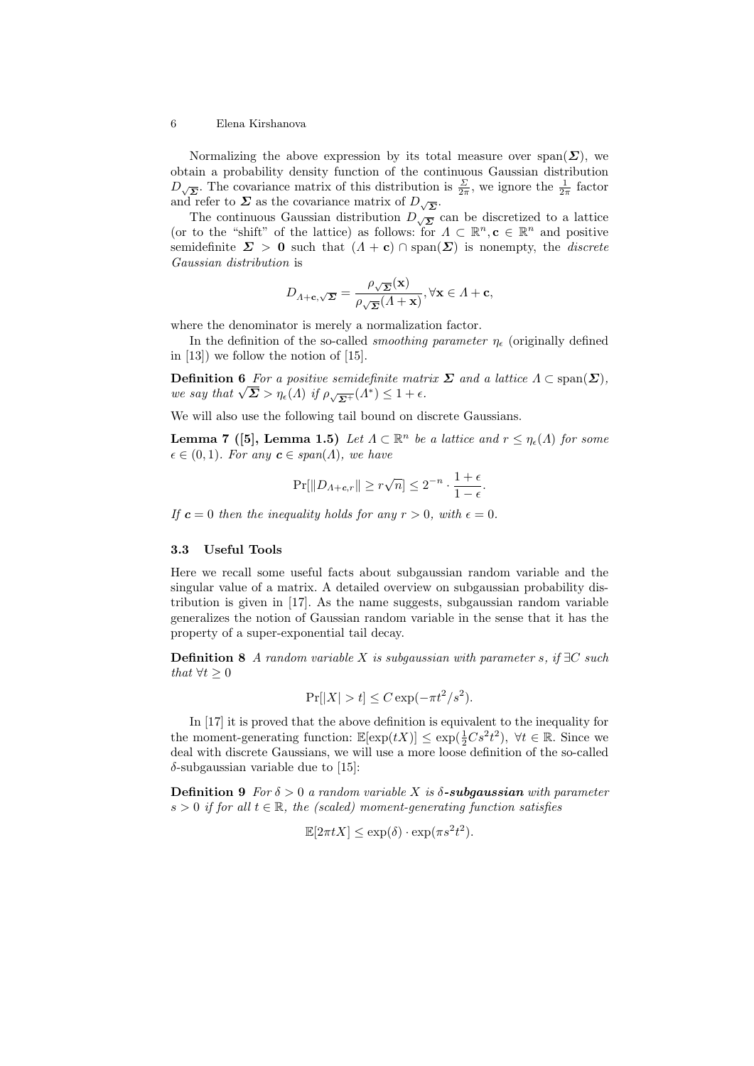Normalizing the above expression by its total measure over $\text{span}(\boldsymbol{\Sigma})$, we obtain a probability density function of the continuous Gaussian distribution $D_{\sqrt{\boldsymbol{\Sigma}}}$. The covariance matrix of this distribution is $\frac{\Sigma}{2\pi}$, we ignore the $\frac{1}{2\pi}$ factor and refer to $\boldsymbol{\Sigma}$ as the covariance matrix of $D_{\sqrt{\boldsymbol{\Sigma}}}$.

The continuous Gaussian distribution $D_{\sqrt{\boldsymbol{\Sigma}}}$ can be discretized to a lattice (or to the "shift" of the lattice) as follows: for $\Lambda \subset \mathbb{R}^n, \mathbf{c} \in \mathbb{R}^n$ and positive semidefinite $\boldsymbol{\Sigma} > \mathbf{0}$ such that $(\Lambda + \mathbf{c}) \cap \text{span}(\boldsymbol{\Sigma})$ is nonempty, the *discrete Gaussian distribution* is

$$D_{\Lambda+\mathbf{c},\sqrt{\boldsymbol{\Sigma}}} = \frac{\rho_{\sqrt{\boldsymbol{\Sigma}}}(\mathbf{x})}{\rho_{\sqrt{\boldsymbol{\Sigma}}}(\Lambda + \mathbf{x})}, \forall \mathbf{x} \in \Lambda + \mathbf{c},$$

where the denominator is merely a normalization factor.

In the definition of the so-called *smoothing parameter* $\eta_\epsilon$ (originally defined in [13]) we follow the notion of [15].

**Definition 6** *For a positive semidefinite matrix $\boldsymbol{\Sigma}$ and a lattice $\Lambda \subset \text{span}(\boldsymbol{\Sigma})$, we say that $\sqrt{\boldsymbol{\Sigma}} > \eta_\epsilon(\Lambda)$ if $\rho_{\sqrt{\boldsymbol{\Sigma}^+}}(\Lambda^*) \leq 1 + \epsilon$.*

We will also use the following tail bound on discrete Gaussians.

**Lemma 7 ([5], Lemma 1.5)** *Let $\Lambda \subset \mathbb{R}^n$ be a lattice and $r \leq \eta_\epsilon(\Lambda)$ for some $\epsilon \in (0, 1)$. For any $\boldsymbol{c} \in span(\Lambda)$, we have*

$$\Pr[\|D_{\Lambda+\boldsymbol{c},r}\| \geq r\sqrt{n}] \leq 2^{-n} \cdot \frac{1+\epsilon}{1-\epsilon}.$$

*If $\boldsymbol{c} = 0$ then the inequality holds for any $r > 0$, with $\epsilon = 0$.*

### 3.3 Useful Tools

Here we recall some useful facts about subgaussian random variable and the singular value of a matrix. A detailed overview on subgaussian probability distribution is given in [17]. As the name suggests, subgaussian random variable generalizes the notion of Gaussian random variable in the sense that it has the property of a super-exponential tail decay.

**Definition 8** *A random variable $X$ is subgaussian with parameter $s$, if $\exists C$ such that $\forall t \geq 0$*

$$\Pr[|X| > t] \leq C \exp(-\pi t^2/s^2).$$

In [17] it is proved that the above definition is equivalent to the inequality for the moment-generating function: $\mathbb{E}[\exp(tX)] \leq \exp(\frac{1}{2}Cs^2t^2)$, $\forall t \in \mathbb{R}$. Since we deal with discrete Gaussians, we will use a more loose definition of the so-called $\delta$-subgaussian variable due to [15]:

**Definition 9** *For $\delta > 0$ a random variable $X$ is **$\delta$-subgaussian** with parameter $s > 0$ if for all $t \in \mathbb{R}$, the (scaled) moment-generating function satisfies*

$$\mathbb{E}[2\pi t X] \leq \exp(\delta) \cdot \exp(\pi s^2 t^2).$$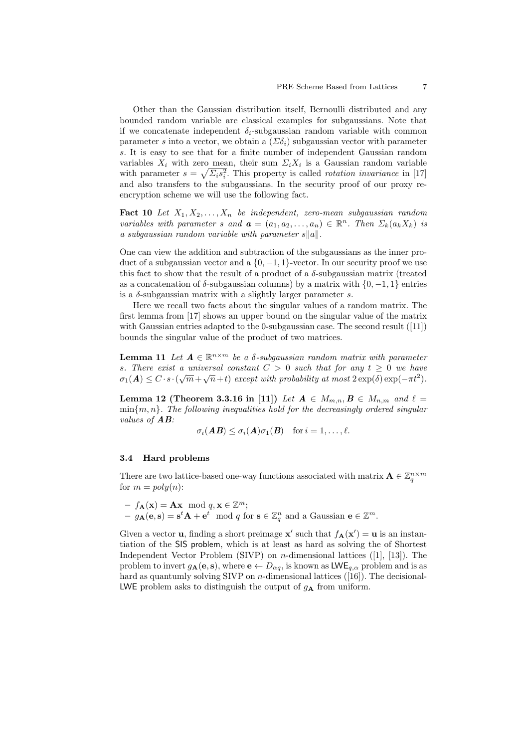Other than the Gaussian distribution itself, Bernoulli distributed and any bounded random variable are classical examples for subgaussians. Note that if we concatenate independent $\delta_i$-subgaussian random variable with common parameter $s$ into a vector, we obtain a $(\Sigma\delta_i)$ subgaussian vector with parameter $s$. It is easy to see that for a finite number of independent Gaussian random variables $X_i$ with zero mean, their sum $\Sigma_i X_i$ is a Gaussian random variable with parameter $s = \sqrt{\Sigma_i s_i^2}$. This property is called *rotation invariance* in [17] and also transfers to the subgaussians. In the security proof of our proxy re-encryption scheme we will use the following fact.

**Fact 10** *Let $X_1, X_2, \ldots, X_n$ be independent, zero-mean subgaussian random variables with parameter $s$ and $\boldsymbol{a} = (a_1, a_2, \ldots, a_n) \in \mathbb{R}^n$. Then $\Sigma_k(a_k X_k)$ is a subgaussian random variable with parameter $s\|a\|$.*

One can view the addition and subtraction of the subgaussians as the inner product of a subgaussian vector and a $\{0, -1, 1\}$-vector. In our security proof we use this fact to show that the result of a product of a $\delta$-subgaussian matrix (treated as a concatenation of $\delta$-subgaussian columns) by a matrix with $\{0, -1, 1\}$ entries is a $\delta$-subgaussian matrix with a slightly larger parameter $s$.

Here we recall two facts about the singular values of a random matrix. The first lemma from [17] shows an upper bound on the singular value of the matrix with Gaussian entries adapted to the 0-subgaussian case. The second result ([11]) bounds the singular value of the product of two matrices.

**Lemma 11** *Let $\boldsymbol{A} \in \mathbb{R}^{n\times m}$ be a $\delta$-subgaussian random matrix with parameter $s$. There exist a universal constant $C > 0$ such that for any $t \geq 0$ we have $\sigma_1(\boldsymbol{A}) \leq C \cdot s \cdot (\sqrt{m} + \sqrt{n} + t)$ except with probability at most $2\exp(\delta)\exp(-\pi t^2)$.*

**Lemma 12 (Theorem 3.3.16 in [11])** *Let $\boldsymbol{A} \in M_{m,n}, \boldsymbol{B} \in M_{n,m}$ and $\ell = \min\{m, n\}$. The following inequalities hold for the decreasingly ordered singular values of $\boldsymbol{AB}$:*

$$\sigma_i(\boldsymbol{AB}) \leq \sigma_i(\boldsymbol{A})\sigma_1(\boldsymbol{B}) \quad \text{for } i = 1, \ldots, \ell.$$

### 3.4 Hard problems

There are two lattice-based one-way functions associated with matrix $\mathbf{A} \in \mathbb{Z}_q^{n\times m}$ for $m = poly(n)$:

- $f_{\mathbf{A}}(\mathbf{x}) = \mathbf{A}\mathbf{x} \mod q, \mathbf{x} \in \mathbb{Z}^m$;
- $g_{\mathbf{A}}(\mathbf{e}, \mathbf{s}) = \mathbf{s}^t\mathbf{A} + \mathbf{e}^t \mod q$ for $\mathbf{s} \in \mathbb{Z}_q^n$ and a Gaussian $\mathbf{e} \in \mathbb{Z}^m$.

Given a vector $\mathbf{u}$, finding a short preimage $\mathbf{x}'$ such that $f_{\mathbf{A}}(\mathbf{x}') = \mathbf{u}$ is an instantiation of the SIS problem, which is at least as hard as solving the of Shortest Independent Vector Problem (SIVP) on $n$-dimensional lattices ([1], [13]). The problem to invert $g_{\mathbf{A}}(\mathbf{e}, \mathbf{s})$, where $\mathbf{e} \leftarrow D_{\alpha q}$, is known as $\mathsf{LWE}_{q,\alpha}$ problem and is as hard as quantumly solving SIVP on $n$-dimensional lattices ([16]). The decisional-LWE problem asks to distinguish the output of $g_{\mathbf{A}}$ from uniform.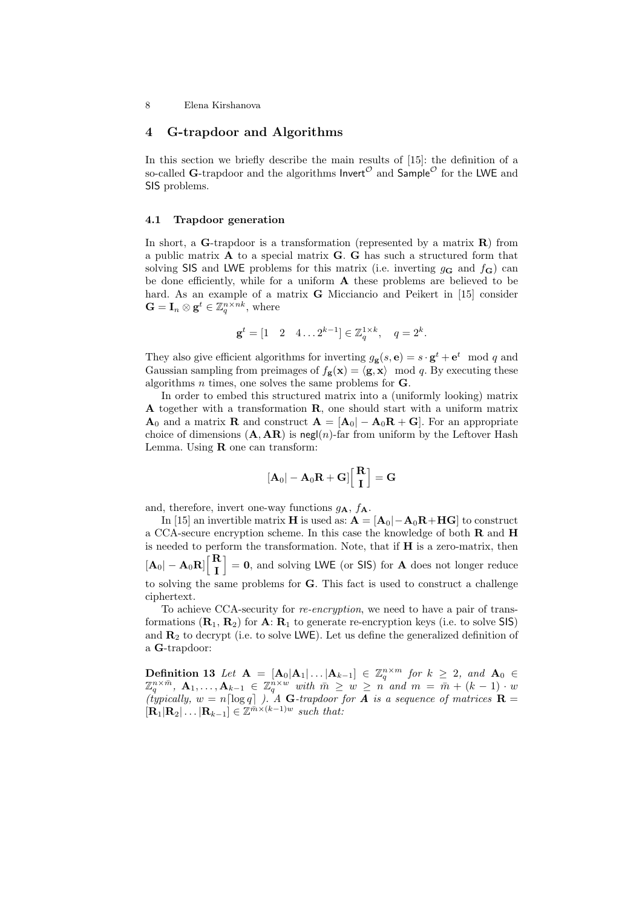## 4 G-trapdoor and Algorithms

In this section we briefly describe the main results of [15]: the definition of a so-called $\mathbf{G}$-trapdoor and the algorithms $\mathsf{Invert}^{\mathcal{O}}$ and $\mathsf{Sample}^{\mathcal{O}}$ for the LWE and SIS problems.

### 4.1 Trapdoor generation

In short, a $\mathbf{G}$-trapdoor is a transformation (represented by a matrix $\mathbf{R}$) from a public matrix $\mathbf{A}$ to a special matrix $\mathbf{G}$. $\mathbf{G}$ has such a structured form that solving SIS and LWE problems for this matrix (i.e. inverting $g_{\mathbf{G}}$ and $f_{\mathbf{G}}$) can be done efficiently, while for a uniform $\mathbf{A}$ these problems are believed to be hard. As an example of a matrix $\mathbf{G}$ Micciancio and Peikert in [15] consider $\mathbf{G} = \mathbf{I}_n \otimes \mathbf{g}^t \in \mathbb{Z}_q^{n \times nk}$, where

$$\mathbf{g}^t = [1 \quad 2 \quad 4 \dots 2^{k-1}] \in \mathbb{Z}_q^{1 \times k}, \quad q = 2^k.$$

They also give efficient algorithms for inverting $g_{\mathbf{g}}(s, \mathbf{e}) = s \cdot \mathbf{g}^t + \mathbf{e}^t \mod q$ and Gaussian sampling from preimages of $f_{\mathbf{g}}(\mathbf{x}) = \langle \mathbf{g}, \mathbf{x} \rangle \mod q$. By executing these algorithms $n$ times, one solves the same problems for $\mathbf{G}$.

In order to embed this structured matrix into a (uniformly looking) matrix $\mathbf{A}$ together with a transformation $\mathbf{R}$, one should start with a uniform matrix $\mathbf{A}_0$ and a matrix $\mathbf{R}$ and construct $\mathbf{A} = [\mathbf{A}_0 | -\mathbf{A}_0\mathbf{R} + \mathbf{G}]$. For an appropriate choice of dimensions $(\mathbf{A}, \mathbf{AR})$ is $\mathsf{negl}(n)$-far from uniform by the Leftover Hash Lemma. Using $\mathbf{R}$ one can transform:

$$[\mathbf{A}_0 | -\mathbf{A}_0\mathbf{R} + \mathbf{G}]\begin{bmatrix}\mathbf{R}\\ \mathbf{I}\end{bmatrix} = \mathbf{G}$$

and, therefore, invert one-way functions $g_{\mathbf{A}}$, $f_{\mathbf{A}}$.

In [15] an invertible matrix $\mathbf{H}$ is used as: $\mathbf{A} = [\mathbf{A}_0 | -\mathbf{A}_0\mathbf{R} + \mathbf{HG}]$ to construct a CCA-secure encryption scheme. In this case the knowledge of both $\mathbf{R}$ and $\mathbf{H}$ is needed to perform the transformation. Note, that if $\mathbf{H}$ is a zero-matrix, then $[\mathbf{A}_0 | -\mathbf{A}_0\mathbf{R}]\begin{bmatrix}\mathbf{R}\\ \mathbf{I}\end{bmatrix} = \mathbf{0}$, and solving LWE (or SIS) for $\mathbf{A}$ does not longer reduce to solving the same problems for $\mathbf{G}$. This fact is used to construct a challenge ciphertext.

To achieve CCA-security for *re-encryption*, we need to have a pair of transformations $(\mathbf{R}_1, \mathbf{R}_2)$ for $\mathbf{A}$: $\mathbf{R}_1$ to generate re-encryption keys (i.e. to solve SIS) and $\mathbf{R}_2$ to decrypt (i.e. to solve LWE). Let us define the generalized definition of a $\mathbf{G}$-trapdoor:

**Definition 13** *Let $\mathbf{A} = [\mathbf{A}_0 | \mathbf{A}_1 | \dots | \mathbf{A}_{k-1}] \in \mathbb{Z}_q^{n \times m}$ for $k \geq 2$, and $\mathbf{A}_0 \in \mathbb{Z}_q^{n \times \bar{m}}$, $\mathbf{A}_1, \dots, \mathbf{A}_{k-1} \in \mathbb{Z}_q^{n \times w}$ with $\bar{m} \geq w \geq n$ and $m = \bar{m} + (k-1) \cdot w$ (typically, $w = n\lceil \log q \rceil$ ). A $\mathbf{G}$-trapdoor for $\mathbf{A}$ is a sequence of matrices $\mathbf{R} = [\mathbf{R}_1 | \mathbf{R}_2 | \dots | \mathbf{R}_{k-1}] \in \mathbb{Z}^{\bar{m} \times (k-1)w}$ such that:*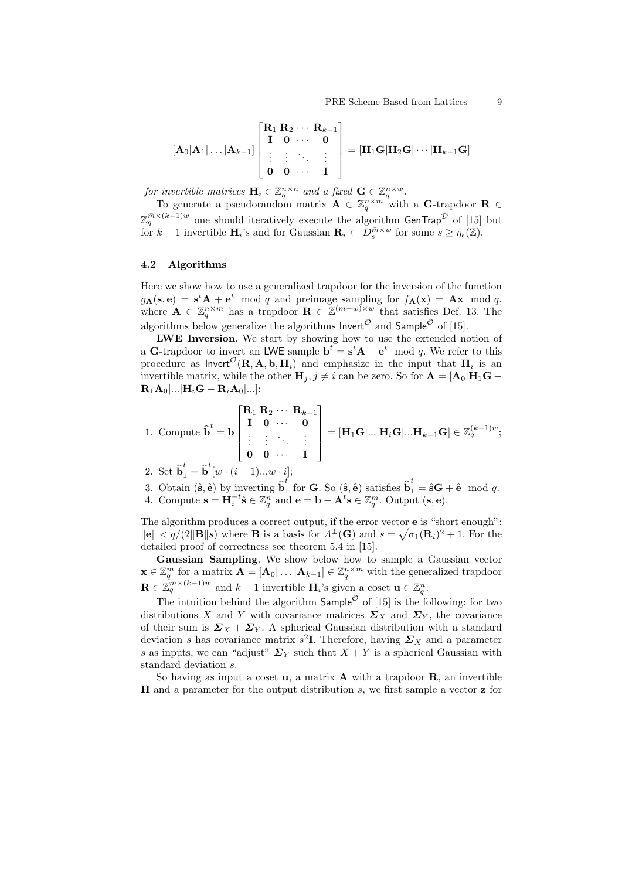$$[\mathbf{A}_0|\mathbf{A}_1|\dots|\mathbf{A}_{k-1}]\begin{bmatrix}\mathbf{R}_1 & \mathbf{R}_2 & \cdots & \mathbf{R}_{k-1}\\ \mathbf{I} & \mathbf{0} & \cdots & \mathbf{0}\\ \vdots & \vdots & \ddots & \vdots\\ \mathbf{0} & \mathbf{0} & \cdots & \mathbf{I}\end{bmatrix} = [\mathbf{H}_1\mathbf{G}|\mathbf{H}_2\mathbf{G}|\cdots|\mathbf{H}_{k-1}\mathbf{G}]$$

*for invertible matrices* $\mathbf{H}_i \in \mathbb{Z}_q^{n\times n}$ *and a fixed* $\mathbf{G} \in \mathbb{Z}_q^{n\times w}$.

To generate a pseudorandom matrix $\mathbf{A} \in \mathbb{Z}_q^{n\times m}$ with a $\mathbf{G}$-trapdoor $\mathbf{R} \in \mathbb{Z}_q^{\bar{m}\times(k-1)w}$ one should iteratively execute the algorithm $\mathsf{GenTrap}^{\mathcal{D}}$ of [15] but for $k-1$ invertible $\mathbf{H}_i$'s and for Gaussian $\mathbf{R}_i \leftarrow D_s^{\bar{m}\times w}$ for some $s \geq \eta_\epsilon(\mathbb{Z})$.

### 4.2 Algorithms

Here we show how to use a generalized trapdoor for the inversion of the function $g_{\mathbf{A}}(\mathbf{s},\mathbf{e}) = \mathbf{s}^t\mathbf{A} + \mathbf{e}^t \mod q$ and preimage sampling for $f_{\mathbf{A}}(\mathbf{x}) = \mathbf{A}\mathbf{x} \mod q$, where $\mathbf{A} \in \mathbb{Z}_q^{n\times m}$ has a trapdoor $\mathbf{R} \in \mathbb{Z}^{(m-w)\times w}$ that satisfies Def. 13. The algorithms below generalize the algorithms $\mathsf{Invert}^{\mathcal{O}}$ and $\mathsf{Sample}^{\mathcal{O}}$ of [15].

**LWE Inversion**. We start by showing how to use the extended notion of a $\mathbf{G}$-trapdoor to invert an $\mathsf{LWE}$ sample $\mathbf{b}^t = \mathbf{s}^t\mathbf{A} + \mathbf{e}^t \mod q$. We refer to this procedure as $\mathsf{Invert}^{\mathcal{O}}(\mathbf{R},\mathbf{A},\mathbf{b},\mathbf{H}_i)$ and emphasize in the input that $\mathbf{H}_i$ is an invertible matrix, while the other $\mathbf{H}_j, j \neq i$ can be zero. So for $\mathbf{A} = [\mathbf{A}_0|\mathbf{H}_1\mathbf{G} - \mathbf{R}_1\mathbf{A}_0|...|\mathbf{H}_i\mathbf{G} - \mathbf{R}_i\mathbf{A}_0|...]$:

1. Compute $\widehat{\mathbf{b}}^t = \mathbf{b}\begin{bmatrix}\mathbf{R}_1 & \mathbf{R}_2 & \cdots & \mathbf{R}_{k-1}\\ \mathbf{I} & \mathbf{0} & \cdots & \mathbf{0}\\ \vdots & \vdots & \ddots & \vdots\\ \mathbf{0} & \mathbf{0} & \cdots & \mathbf{I}\end{bmatrix} = [\mathbf{H}_1\mathbf{G}|...|\mathbf{H}_i\mathbf{G}|...\mathbf{H}_{k-1}\mathbf{G}] \in \mathbb{Z}_q^{(k-1)w}$;
2. Set $\widehat{\mathbf{b}}_1^t = \widehat{\mathbf{b}}^t[w\cdot(i-1)...w\cdot i]$;
3. Obtain $(\hat{\mathbf{s}},\hat{\mathbf{e}})$ by inverting $\widehat{\mathbf{b}}_1^t$ for $\mathbf{G}$. So $(\hat{\mathbf{s}},\hat{\mathbf{e}})$ satisfies $\widehat{\mathbf{b}}_1^t = \hat{\mathbf{s}}\mathbf{G} + \hat{\mathbf{e}} \mod q$.
4. Compute $\mathbf{s} = \mathbf{H}_i^{-t}\hat{\mathbf{s}} \in \mathbb{Z}_q^n$ and $\mathbf{e} = \mathbf{b} - \mathbf{A}^t\mathbf{s} \in \mathbb{Z}_q^m$. Output $(\mathbf{s},\mathbf{e})$.

The algorithm produces a correct output, if the error vector $\mathbf{e}$ is "short enough": $\|\mathbf{e}\| < q/(2\|\mathbf{B}\|s)$ where $\mathbf{B}$ is a basis for $\Lambda^\perp(\mathbf{G})$ and $s = \sqrt{\sigma_1(\mathbf{R}_i)^2+1}$. For the detailed proof of correctness see theorem 5.4 in [15].

**Gaussian Sampling**. We show below how to sample a Gaussian vector $\mathbf{x} \in \mathbb{Z}_q^m$ for a matrix $\mathbf{A} = [\mathbf{A}_0|\dots|\mathbf{A}_{k-1}] \in \mathbb{Z}_q^{n\times m}$ with the generalized trapdoor $\mathbf{R} \in \mathbb{Z}_q^{\bar{m}\times(k-1)w}$ and $k-1$ invertible $\mathbf{H}_i$'s given a coset $\mathbf{u} \in \mathbb{Z}_q^n$.

The intuition behind the algorithm $\mathsf{Sample}^{\mathcal{O}}$ of [15] is the following: for two distributions $X$ and $Y$ with covariance matrices $\boldsymbol{\Sigma}_X$ and $\boldsymbol{\Sigma}_Y$, the covariance of their sum is $\boldsymbol{\Sigma}_X + \boldsymbol{\Sigma}_Y$. A spherical Gaussian distribution with a standard deviation $s$ has covariance matrix $s^2\mathbf{I}$. Therefore, having $\boldsymbol{\Sigma}_X$ and a parameter $s$ as inputs, we can "adjust" $\boldsymbol{\Sigma}_Y$ such that $X+Y$ is a spherical Gaussian with standard deviation $s$.

So having as input a coset $\mathbf{u}$, a matrix $\mathbf{A}$ with a trapdoor $\mathbf{R}$, an invertible $\mathbf{H}$ and a parameter for the output distribution $s$, we first sample a vector $\mathbf{z}$ for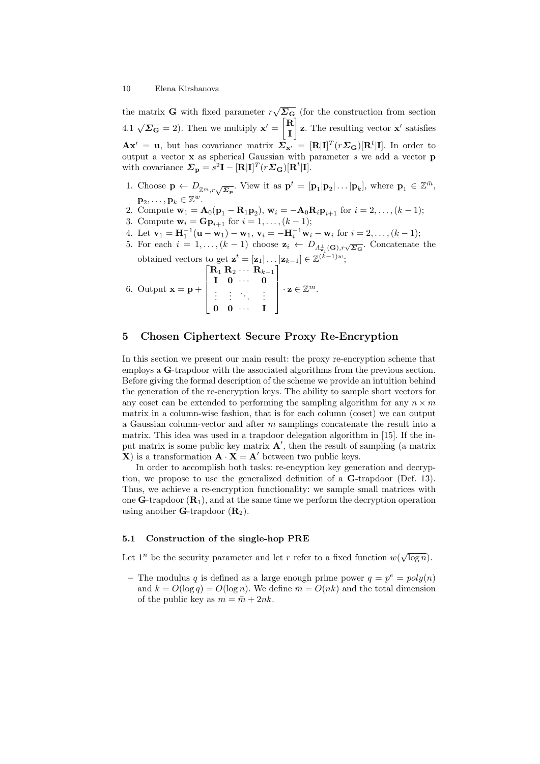the matrix $\mathbf{G}$ with fixed parameter $r\sqrt{\boldsymbol{\Sigma}_{\mathbf{G}}}$ (for the construction from section 4.1 $\sqrt{\boldsymbol{\Sigma}_{\mathbf{G}}} = 2$). Then we multiply $\mathbf{x}' = \begin{bmatrix}\mathbf{R}\\ \mathbf{I}\end{bmatrix}\mathbf{z}$. The resulting vector $\mathbf{x}'$ satisfies $\mathbf{A}\mathbf{x}' = \mathbf{u}$, but has covariance matrix $\boldsymbol{\Sigma}_{\mathbf{x}'} = [\mathbf{R}|\mathbf{I}]^T(r\boldsymbol{\Sigma}_{\mathbf{G}})[\mathbf{R}^t|\mathbf{I}]$. In order to output a vector $\mathbf{x}$ as spherical Gaussian with parameter $s$ we add a vector $\mathbf{p}$ with covariance $\boldsymbol{\Sigma}_{\mathbf{p}} = s^2\mathbf{I} - [\mathbf{R}|\mathbf{I}]^T(r\boldsymbol{\Sigma}_{\mathbf{G}})[\mathbf{R}^t|\mathbf{I}]$.

1. Choose $\mathbf{p} \leftarrow D_{\mathbb{Z}^m, r\sqrt{\boldsymbol{\Sigma}_{\mathbf{p}}}}$. View it as $\mathbf{p}^t = [\mathbf{p}_1|\mathbf{p}_2|\ldots|\mathbf{p}_k]$, where $\mathbf{p}_1 \in \mathbb{Z}^{\bar{m}}$, $\mathbf{p}_2, \ldots, \mathbf{p}_k \in \mathbb{Z}^w$.
2. Compute $\overline{\mathbf{w}}_1 = \mathbf{A}_0(\mathbf{p}_1 - \mathbf{R}_1\mathbf{p}_2)$, $\overline{\mathbf{w}}_i = -\mathbf{A}_0\mathbf{R}_i\mathbf{p}_{i+1}$ for $i = 2, \ldots, (k-1)$;
3. Compute $\mathbf{w}_i = \mathbf{G}\mathbf{p}_{i+1}$ for $i = 1, \ldots, (k-1)$;
4. Let $\mathbf{v}_1 = \mathbf{H}_1^{-1}(\mathbf{u} - \overline{\mathbf{w}}_1) - \mathbf{w}_1$, $\mathbf{v}_i = -\mathbf{H}_i^{-1}\overline{\mathbf{w}}_i - \mathbf{w}_i$ for $i = 2, \ldots, (k-1)$;
5. For each $i = 1, \ldots, (k-1)$ choose $\mathbf{z}_i \leftarrow D_{\Lambda^{\perp}_{\mathbf{v}_i}(\mathbf{G}), r\sqrt{\boldsymbol{\Sigma}_{\mathbf{G}}}}$. Concatenate the obtained vectors to get $\mathbf{z}^t = [\mathbf{z}_1|\ldots|\mathbf{z}_{k-1}] \in \mathbb{Z}^{(k-1)w}$;
6. Output $\mathbf{x} = \mathbf{p} + \begin{bmatrix}\mathbf{R}_1 & \mathbf{R}_2 & \cdots & \mathbf{R}_{k-1}\\ \mathbf{I} & \mathbf{0} & \cdots & \mathbf{0}\\ \vdots & \vdots & \ddots & \vdots\\ \mathbf{0} & \mathbf{0} & \cdots & \mathbf{I}\end{bmatrix} \cdot \mathbf{z} \in \mathbb{Z}^m$.

## 5 Chosen Ciphertext Secure Proxy Re-Encryption

In this section we present our main result: the proxy re-encryption scheme that employs a $\mathbf{G}$-trapdoor with the associated algorithms from the previous section. Before giving the formal description of the scheme we provide an intuition behind the generation of the re-encryption keys. The ability to sample short vectors for any coset can be extended to performing the sampling algorithm for any $n \times m$ matrix in a column-wise fashion, that is for each column (coset) we can output a Gaussian column-vector and after $m$ samplings concatenate the result into a matrix. This idea was used in a trapdoor delegation algorithm in [15]. If the input matrix is some public key matrix $\mathbf{A}'$, then the result of sampling (a matrix $\mathbf{X}$) is a transformation $\mathbf{A} \cdot \mathbf{X} = \mathbf{A}'$ between two public keys.

In order to accomplish both tasks: re-encyption key generation and decryption, we propose to use the generalized definition of a $\mathbf{G}$-trapdoor (Def. 13). Thus, we achieve a re-encryption functionality: we sample small matrices with one $\mathbf{G}$-trapdoor ($\mathbf{R}_1$), and at the same time we perform the decryption operation using another $\mathbf{G}$-trapdoor ($\mathbf{R}_2$).

### 5.1 Construction of the single-hop PRE

Let $1^n$ be the security parameter and let $r$ refer to a fixed function $w(\sqrt{\log n})$.

- The modulus $q$ is defined as a large enough prime power $q = p^e = poly(n)$ and $k = O(\log q) = O(\log n)$. We define $\bar{m} = O(nk)$ and the total dimension of the public key as $m = \bar{m} + 2nk$.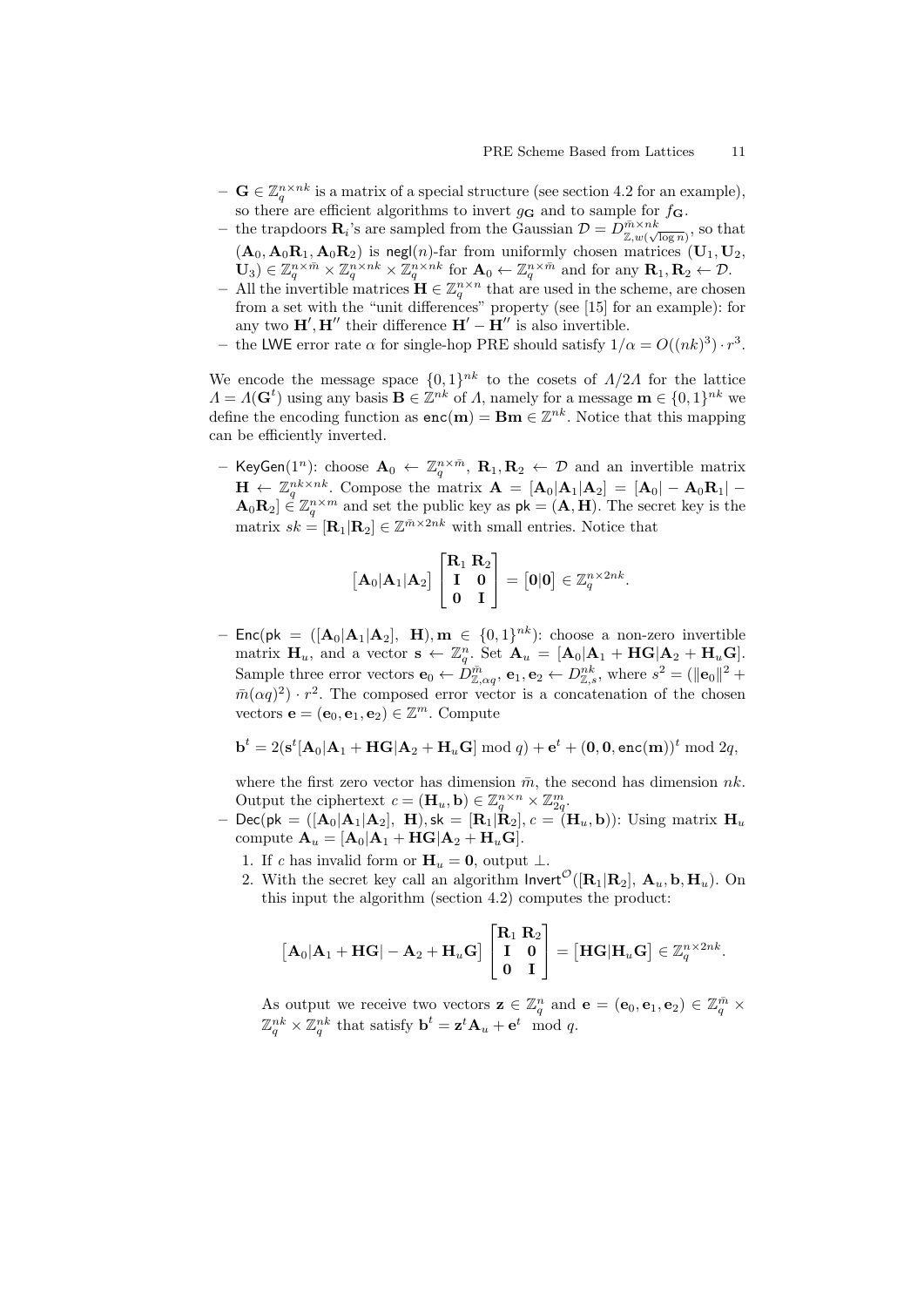- $\mathbf{G} \in \mathbb{Z}_q^{n \times nk}$ is a matrix of a special structure (see section 4.2 for an example), so there are efficient algorithms to invert $g_{\mathbf{G}}$ and to sample for $f_{\mathbf{G}}$.
- the trapdoors $\mathbf{R}_i$'s are sampled from the Gaussian $\mathcal{D} = D^{\bar{m} \times nk}_{\mathbb{Z}, \omega(\sqrt{\log n})}$, so that $(\mathbf{A}_0, \mathbf{A}_0\mathbf{R}_1, \mathbf{A}_0\mathbf{R}_2)$ is $\mathsf{negl}(n)$-far from uniformly chosen matrices $(\mathbf{U}_1, \mathbf{U}_2, \mathbf{U}_3) \in \mathbb{Z}_q^{n \times \bar{m}} \times \mathbb{Z}_q^{n \times nk} \times \mathbb{Z}_q^{n \times nk}$ for $\mathbf{A}_0 \leftarrow \mathbb{Z}_q^{n \times \bar{m}}$ and for any $\mathbf{R}_1, \mathbf{R}_2 \leftarrow \mathcal{D}$.
- All the invertible matrices $\mathbf{H} \in \mathbb{Z}_q^{n \times n}$ that are used in the scheme, are chosen from a set with the "unit differences" property (see [15] for an example): for any two $\mathbf{H}', \mathbf{H}''$ their difference $\mathbf{H}' - \mathbf{H}''$ is also invertible.
- the $\mathsf{LWE}$ error rate $\alpha$ for single-hop PRE should satisfy $1/\alpha = O((nk)^3) \cdot r^3$.

We encode the message space $\{0,1\}^{nk}$ to the cosets of $\Lambda/2\Lambda$ for the lattice $\Lambda = \Lambda(\mathbf{G}^t)$ using any basis $\mathbf{B} \in \mathbb{Z}^{nk}$ of $\Lambda$, namely for a message $\mathbf{m} \in \{0,1\}^{nk}$ we define the encoding function as $\mathsf{enc}(\mathbf{m}) = \mathbf{Bm} \in \mathbb{Z}^{nk}$. Notice that this mapping can be efficiently inverted.

- $\mathsf{KeyGen}(1^n)$: choose $\mathbf{A}_0 \leftarrow \mathbb{Z}_q^{n \times \bar{m}}$, $\mathbf{R}_1, \mathbf{R}_2 \leftarrow \mathcal{D}$ and an invertible matrix $\mathbf{H} \leftarrow \mathbb{Z}_q^{nk \times nk}$. Compose the matrix $\mathbf{A} = [\mathbf{A}_0 | \mathbf{A}_1 | \mathbf{A}_2] = [\mathbf{A}_0 | -\mathbf{A}_0\mathbf{R}_1 | -\mathbf{A}_0\mathbf{R}_2] \in \mathbb{Z}_q^{n \times m}$ and set the public key as $\mathsf{pk} = (\mathbf{A}, \mathbf{H})$. The secret key is the matrix $sk = [\mathbf{R}_1 | \mathbf{R}_2] \in \mathbb{Z}^{\bar{m} \times 2nk}$ with small entries. Notice that

$$\begin{bmatrix}\mathbf{A}_0 | \mathbf{A}_1 | \mathbf{A}_2\end{bmatrix} \begin{bmatrix} \mathbf{R}_1 & \mathbf{R}_2 \\ \mathbf{I} & \mathbf{0} \\ \mathbf{0} & \mathbf{I} \end{bmatrix} = \begin{bmatrix}\mathbf{0} | \mathbf{0}\end{bmatrix} \in \mathbb{Z}_q^{n \times 2nk}.$$

- $\mathsf{Enc}(\mathsf{pk} = ([\mathbf{A}_0 | \mathbf{A}_1 | \mathbf{A}_2],\ \mathbf{H}), \mathbf{m} \in \{0,1\}^{nk})$: choose a non-zero invertible matrix $\mathbf{H}_u$, and a vector $\mathbf{s} \leftarrow \mathbb{Z}_q^n$. Set $\mathbf{A}_u = [\mathbf{A}_0 | \mathbf{A}_1 + \mathbf{HG} | \mathbf{A}_2 + \mathbf{H}_u\mathbf{G}]$. Sample three error vectors $\mathbf{e}_0 \leftarrow D^{\bar{m}}_{\mathbb{Z}, \alpha q}$, $\mathbf{e}_1, \mathbf{e}_2 \leftarrow D^{nk}_{\mathbb{Z}, s}$, where $s^2 = (\|\mathbf{e}_0\|^2 + \bar{m}(\alpha q)^2) \cdot r^2$. The composed error vector is a concatenation of the chosen vectors $\mathbf{e} = (\mathbf{e}_0, \mathbf{e}_1, \mathbf{e}_2) \in \mathbb{Z}^m$. Compute

  $$\mathbf{b}^t = 2(\mathbf{s}^t[\mathbf{A}_0 | \mathbf{A}_1 + \mathbf{HG} | \mathbf{A}_2 + \mathbf{H}_u\mathbf{G}] \bmod q) + \mathbf{e}^t + (\mathbf{0}, \mathbf{0}, \mathsf{enc}(\mathbf{m}))^t \bmod 2q,$$

  where the first zero vector has dimension $\bar{m}$, the second has dimension $nk$. Output the ciphertext $c = (\mathbf{H}_u, \mathbf{b}) \in \mathbb{Z}_q^{n \times n} \times \mathbb{Z}_{2q}^m$.
- $\mathsf{Dec}(\mathsf{pk} = ([\mathbf{A}_0 | \mathbf{A}_1 | \mathbf{A}_2],\ \mathbf{H}), \mathsf{sk} = [\mathbf{R}_1 | \mathbf{R}_2], c = (\mathbf{H}_u, \mathbf{b}))$: Using matrix $\mathbf{H}_u$ compute $\mathbf{A}_u = [\mathbf{A}_0 | \mathbf{A}_1 + \mathbf{HG} | \mathbf{A}_2 + \mathbf{H}_u\mathbf{G}]$.
  1. If $c$ has invalid form or $\mathbf{H}_u = \mathbf{0}$, output $\perp$.
  2. With the secret key call an algorithm $\mathsf{Invert}^{\mathcal{O}}([\mathbf{R}_1 | \mathbf{R}_2],\ \mathbf{A}_u, \mathbf{b}, \mathbf{H}_u)$. On this input the algorithm (section 4.2) computes the product:

  $$\begin{bmatrix}\mathbf{A}_0 | \mathbf{A}_1 + \mathbf{HG} | -\mathbf{A}_2 + \mathbf{H}_u\mathbf{G}\end{bmatrix} \begin{bmatrix} \mathbf{R}_1 & \mathbf{R}_2 \\ \mathbf{I} & \mathbf{0} \\ \mathbf{0} & \mathbf{I} \end{bmatrix} = \begin{bmatrix}\mathbf{HG} | \mathbf{H}_u\mathbf{G}\end{bmatrix} \in \mathbb{Z}_q^{n \times 2nk}.$$

  As output we receive two vectors $\mathbf{z} \in \mathbb{Z}_q^n$ and $\mathbf{e} = (\mathbf{e}_0, \mathbf{e}_1, \mathbf{e}_2) \in \mathbb{Z}_q^{\bar{m}} \times \mathbb{Z}_q^{nk} \times \mathbb{Z}_q^{nk}$ that satisfy $\mathbf{b}^t = \mathbf{z}^t\mathbf{A}_u + \mathbf{e}^t \mod q$.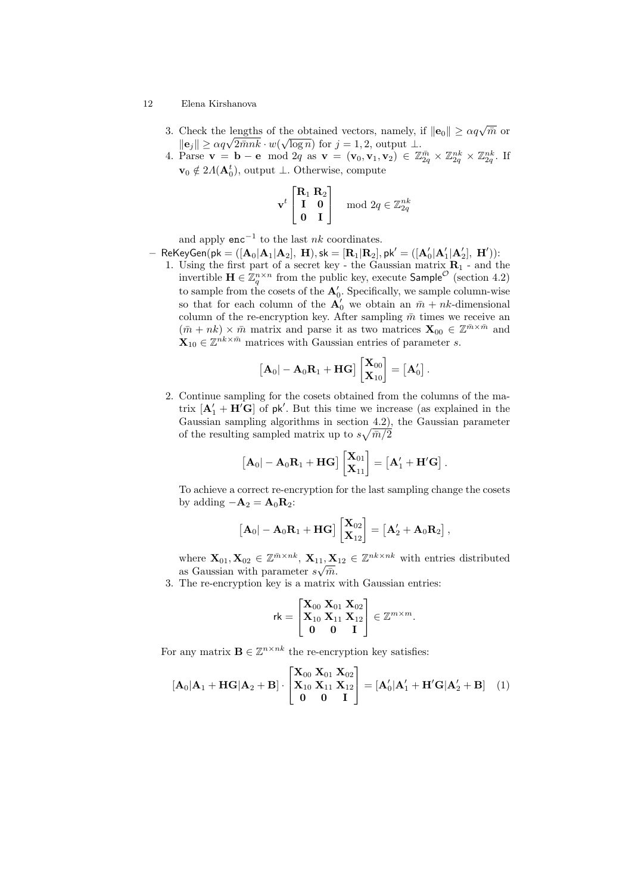3. Check the lengths of the obtained vectors, namely, if $\|\mathbf{e}_0\| \geq \alpha q\sqrt{\bar{m}}$ or $\|\mathbf{e}_j\| \geq \alpha q\sqrt{2\bar{m}nk} \cdot w(\sqrt{\log n})$ for $j = 1, 2$, output $\perp$.
4. Parse $\mathbf{v} = \mathbf{b} - \mathbf{e} \mod 2q$ as $\mathbf{v} = (\mathbf{v}_0, \mathbf{v}_1, \mathbf{v}_2) \in \mathbb{Z}_{2q}^{\bar{m}} \times \mathbb{Z}_{2q}^{nk} \times \mathbb{Z}_{2q}^{nk}$. If $\mathbf{v}_0 \notin 2\Lambda(\mathbf{A}_0^t)$, output $\perp$. Otherwise, compute

$$\mathbf{v}^t \begin{bmatrix} \mathbf{R}_1 & \mathbf{R}_2 \\ \mathbf{I} & \mathbf{0} \\ \mathbf{0} & \mathbf{I} \end{bmatrix} \mod 2q \in \mathbb{Z}_{2q}^{nk}$$

and apply $\mathsf{enc}^{-1}$ to the last $nk$ coordinates.

– $\mathsf{ReKeyGen}(\mathsf{pk} = ([\mathbf{A}_0|\mathbf{A}_1|\mathbf{A}_2],\ \mathbf{H}), \mathsf{sk} = [\mathbf{R}_1|\mathbf{R}_2], \mathsf{pk}' = ([\mathbf{A}_0'|\mathbf{A}_1'|\mathbf{A}_2'],\ \mathbf{H}'))$:

1. Using the first part of a secret key - the Gaussian matrix $\mathbf{R}_1$ - and the invertible $\mathbf{H} \in \mathbb{Z}_q^{n\times n}$ from the public key, execute $\mathsf{Sample}^{\mathcal{O}}$ (section 4.2) to sample from the cosets of the $\mathbf{A}_0'$. Specifically, we sample column-wise so that for each column of the $\mathbf{A}_0'$ we obtain an $\bar{m} + nk$-dimensional column of the re-encryption key. After sampling $\bar{m}$ times we receive an $(\bar{m} + nk) \times \bar{m}$ matrix and parse it as two matrices $\mathbf{X}_{00} \in \mathbb{Z}^{\bar{m}\times\bar{m}}$ and $\mathbf{X}_{10} \in \mathbb{Z}^{nk\times\bar{m}}$ matrices with Gaussian entries of parameter $s$.

$$\left[\mathbf{A}_0| - \mathbf{A}_0\mathbf{R}_1 + \mathbf{H}\mathbf{G}\right] \begin{bmatrix} \mathbf{X}_{00} \\ \mathbf{X}_{10} \end{bmatrix} = \left[\mathbf{A}_0'\right].$$

2. Continue sampling for the cosets obtained from the columns of the matrix $[\mathbf{A}_1' + \mathbf{H}'\mathbf{G}]$ of $\mathsf{pk}'$. But this time we increase (as explained in the Gaussian sampling algorithms in section 4.2), the Gaussian parameter of the resulting sampled matrix up to $s\sqrt{\bar{m}/2}$

$$\left[\mathbf{A}_0| - \mathbf{A}_0\mathbf{R}_1 + \mathbf{H}\mathbf{G}\right] \begin{bmatrix} \mathbf{X}_{01} \\ \mathbf{X}_{11} \end{bmatrix} = \left[\mathbf{A}_1' + \mathbf{H}'\mathbf{G}\right].$$

To achieve a correct re-encryption for the last sampling change the cosets by adding $-\mathbf{A}_2 = \mathbf{A}_0\mathbf{R}_2$:

$$\left[\mathbf{A}_0| - \mathbf{A}_0\mathbf{R}_1 + \mathbf{H}\mathbf{G}\right] \begin{bmatrix} \mathbf{X}_{02} \\ \mathbf{X}_{12} \end{bmatrix} = \left[\mathbf{A}_2' + \mathbf{A}_0\mathbf{R}_2\right],$$

where $\mathbf{X}_{01}, \mathbf{X}_{02} \in \mathbb{Z}^{\bar{m}\times nk}$, $\mathbf{X}_{11}, \mathbf{X}_{12} \in \mathbb{Z}^{nk\times nk}$ with entries distributed as Gaussian with parameter $s\sqrt{\bar{m}}$.

3. The re-encryption key is a matrix with Gaussian entries:

$$\mathsf{rk} = \begin{bmatrix} \mathbf{X}_{00} & \mathbf{X}_{01} & \mathbf{X}_{02} \\ \mathbf{X}_{10} & \mathbf{X}_{11} & \mathbf{X}_{12} \\ \mathbf{0} & \mathbf{0} & \mathbf{I} \end{bmatrix} \in \mathbb{Z}^{m\times m}.$$

For any matrix $\mathbf{B} \in \mathbb{Z}^{n\times nk}$ the re-encryption key satisfies:

$$[\mathbf{A}_0|\mathbf{A}_1 + \mathbf{H}\mathbf{G}|\mathbf{A}_2 + \mathbf{B}] \cdot \begin{bmatrix} \mathbf{X}_{00} & \mathbf{X}_{01} & \mathbf{X}_{02} \\ \mathbf{X}_{10} & \mathbf{X}_{11} & \mathbf{X}_{12} \\ \mathbf{0} & \mathbf{0} & \mathbf{I} \end{bmatrix} = [\mathbf{A}_0'|\mathbf{A}_1' + \mathbf{H}'\mathbf{G}|\mathbf{A}_2' + \mathbf{B}] \quad (1)$$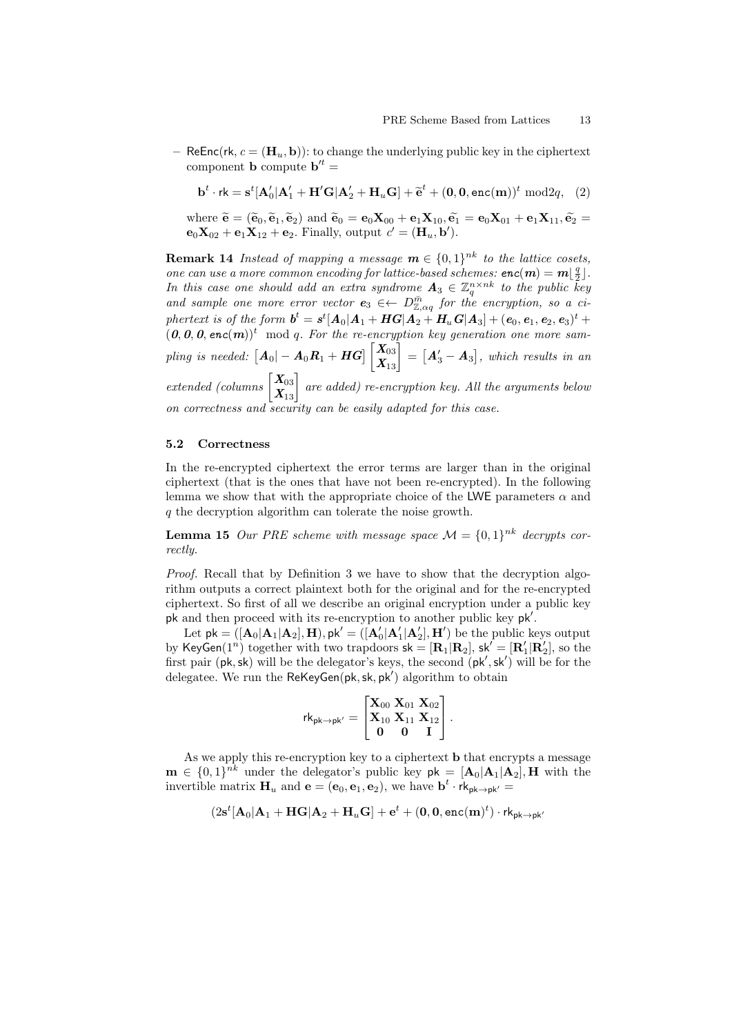– $\mathsf{ReEnc}(\mathsf{rk}, c = (\mathbf{H}_u, \mathbf{b}))$: to change the underlying public key in the ciphertext component $\mathbf{b}$ compute $\mathbf{b}'^t =$

$$\mathbf{b}^t \cdot \mathsf{rk} = \mathbf{s}^t[\mathbf{A}'_0|\mathbf{A}'_1 + \mathbf{H}'\mathbf{G}|\mathbf{A}'_2 + \mathbf{H}_u\mathbf{G}] + \widetilde{\mathbf{e}}^t + (\mathbf{0}, \mathbf{0}, \mathsf{enc}(\mathbf{m}))^t \bmod 2q, \quad (2)$$

where $\widetilde{\mathbf{e}} = (\widetilde{\mathbf{e}}_0, \widetilde{\mathbf{e}}_1, \widetilde{\mathbf{e}}_2)$ and $\widetilde{\mathbf{e}}_0 = \mathbf{e}_0\mathbf{X}_{00} + \mathbf{e}_1\mathbf{X}_{10}, \widetilde{\mathbf{e}}_1 = \mathbf{e}_0\mathbf{X}_{01} + \mathbf{e}_1\mathbf{X}_{11}, \widetilde{\mathbf{e}}_2 = \mathbf{e}_0\mathbf{X}_{02} + \mathbf{e}_1\mathbf{X}_{12} + \mathbf{e}_2$. Finally, output $c' = (\mathbf{H}_u, \mathbf{b}')$.

**Remark 14** *Instead of mapping a message $\boldsymbol{m} \in \{0,1\}^{nk}$ to the lattice cosets, one can use a more common encoding for lattice-based schemes: $\boldsymbol{enc}(\boldsymbol{m}) = \boldsymbol{m}\lfloor \frac{q}{2} \rfloor$. In this case one should add an extra syndrome $\boldsymbol{A}_3 \in \mathbb{Z}_q^{n \times nk}$ to the public key and sample one more error vector $\boldsymbol{e}_3 \in\leftarrow D_{\mathbb{Z},\alpha q}^{\bar{m}}$ for the encryption, so a ciphertext is of the form $\boldsymbol{b}^t = \boldsymbol{s}^t[\boldsymbol{A}_0|\boldsymbol{A}_1 + \boldsymbol{H}\boldsymbol{G}|\boldsymbol{A}_2 + \boldsymbol{H}_u\boldsymbol{G}|\boldsymbol{A}_3] + (\boldsymbol{e}_0, \boldsymbol{e}_1, \boldsymbol{e}_2, \boldsymbol{e}_3)^t + (\boldsymbol{0}, \boldsymbol{0}, \boldsymbol{0}, \boldsymbol{enc}(\boldsymbol{m}))^t \mod q$. For the re-encryption key generation one more sampling is needed: $\left[\boldsymbol{A}_0| - \boldsymbol{A}_0\boldsymbol{R}_1 + \boldsymbol{H}\boldsymbol{G}\right] \begin{bmatrix} \boldsymbol{X}_{03} \\ \boldsymbol{X}_{13} \end{bmatrix} = \left[\boldsymbol{A}'_3 - \boldsymbol{A}_3\right]$, which results in an extended (columns $\begin{bmatrix} \boldsymbol{X}_{03} \\ \boldsymbol{X}_{13} \end{bmatrix}$ are added) re-encryption key. All the arguments below on correctness and security can be easily adapted for this case.*

### 5.2 Correctness

In the re-encrypted ciphertext the error terms are larger than in the original ciphertext (that is the ones that have not been re-encrypted). In the following lemma we show that with the appropriate choice of the LWE parameters $\alpha$ and $q$ the decryption algorithm can tolerate the noise growth.

**Lemma 15** *Our PRE scheme with message space $\mathcal{M} = \{0,1\}^{nk}$ decrypts correctly.*

*Proof.* Recall that by Definition 3 we have to show that the decryption algorithm outputs a correct plaintext both for the original and for the re-encrypted ciphertext. So first of all we describe an original encryption under a public key $\mathsf{pk}$ and then proceed with its re-encryption to another public key $\mathsf{pk}'$.

Let $\mathsf{pk} = ([\mathbf{A}_0|\mathbf{A}_1|\mathbf{A}_2], \mathbf{H}), \mathsf{pk}' = ([\mathbf{A}'_0|\mathbf{A}'_1|\mathbf{A}'_2], \mathbf{H}')$ be the public keys output by $\mathsf{KeyGen}(1^n)$ together with two trapdoors $\mathsf{sk} = [\mathbf{R}_1|\mathbf{R}_2]$, $\mathsf{sk}' = [\mathbf{R}'_1|\mathbf{R}'_2]$, so the first pair $(\mathsf{pk}, \mathsf{sk})$ will be the delegator's keys, the second $(\mathsf{pk}', \mathsf{sk}')$ will be for the delegatee. We run the $\mathsf{ReKeyGen}(\mathsf{pk}, \mathsf{sk}, \mathsf{pk}')$ algorithm to obtain

$$\mathsf{rk}_{\mathsf{pk}\to\mathsf{pk}'} = \begin{bmatrix} \mathbf{X}_{00} & \mathbf{X}_{01} & \mathbf{X}_{02} \\ \mathbf{X}_{10} & \mathbf{X}_{11} & \mathbf{X}_{12} \\ \mathbf{0} & \mathbf{0} & \mathbf{I} \end{bmatrix}.$$

As we apply this re-encryption key to a ciphertext $\mathbf{b}$ that encrypts a message $\mathbf{m} \in \{0,1\}^{nk}$ under the delegator's public key $\mathsf{pk} = [\mathbf{A}_0|\mathbf{A}_1|\mathbf{A}_2], \mathbf{H}$ with the invertible matrix $\mathbf{H}_u$ and $\mathbf{e} = (\mathbf{e}_0, \mathbf{e}_1, \mathbf{e}_2)$, we have $\mathbf{b}^t \cdot \mathsf{rk}_{\mathsf{pk}\to\mathsf{pk}'} =$

$$(2\mathbf{s}^t[\mathbf{A}_0|\mathbf{A}_1 + \mathbf{H}\mathbf{G}|\mathbf{A}_2 + \mathbf{H}_u\mathbf{G}] + \mathbf{e}^t + (\mathbf{0}, \mathbf{0}, \mathsf{enc}(\mathbf{m})^t) \cdot \mathsf{rk}_{\mathsf{pk}\to\mathsf{pk}'}$$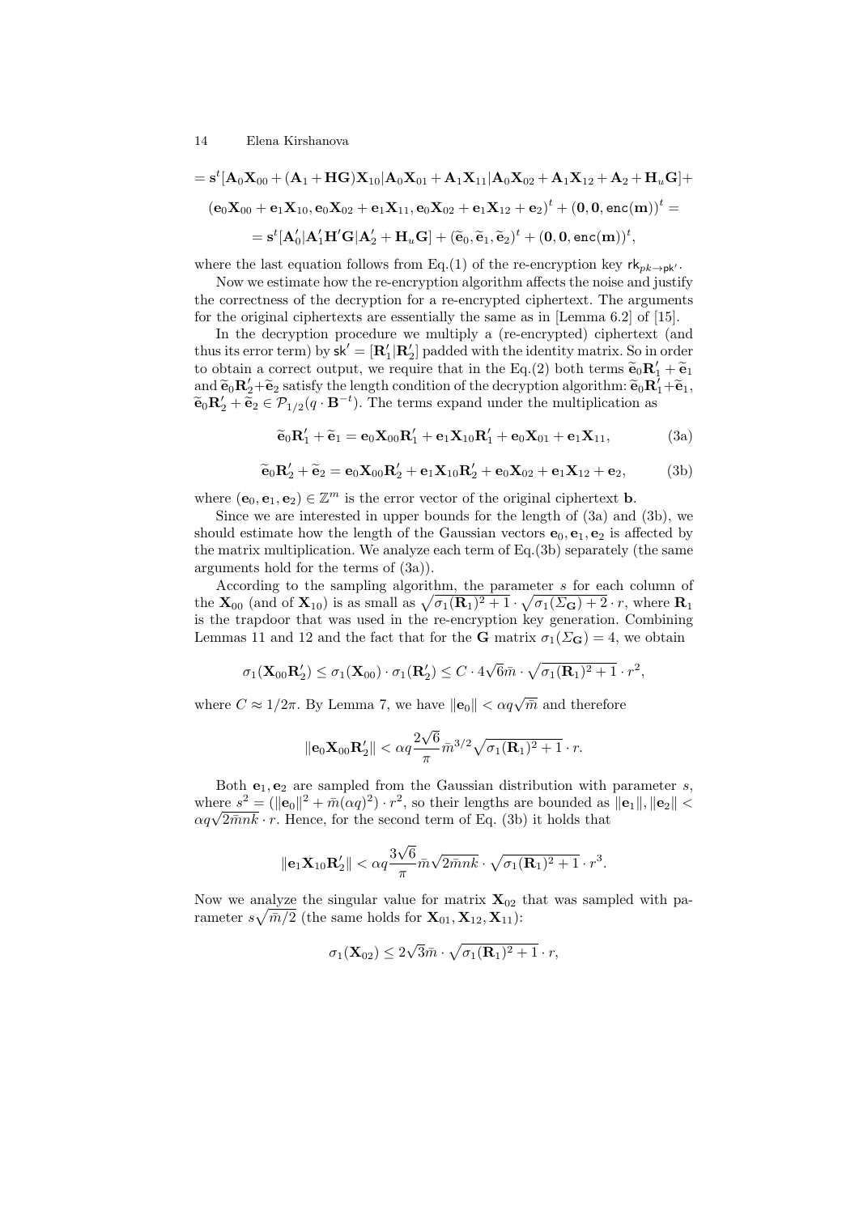$$= \mathbf{s}^t[\mathbf{A}_0\mathbf{X}_{00} + (\mathbf{A}_1 + \mathbf{H}\mathbf{G})\mathbf{X}_{10} | \mathbf{A}_0\mathbf{X}_{01} + \mathbf{A}_1\mathbf{X}_{11} | \mathbf{A}_0\mathbf{X}_{02} + \mathbf{A}_1\mathbf{X}_{12} + \mathbf{A}_2 + \mathbf{H}_u\mathbf{G}] +$$

$$(\mathbf{e}_0\mathbf{X}_{00} + \mathbf{e}_1\mathbf{X}_{10}, \mathbf{e}_0\mathbf{X}_{02} + \mathbf{e}_1\mathbf{X}_{11}, \mathbf{e}_0\mathbf{X}_{02} + \mathbf{e}_1\mathbf{X}_{12} + \mathbf{e}_2)^t + (\mathbf{0}, \mathbf{0}, \mathsf{enc}(\mathbf{m}))^t =$$

$$= \mathbf{s}^t[\mathbf{A}'_0 | \mathbf{A}'_1\mathbf{H}'\mathbf{G} | \mathbf{A}'_2 + \mathbf{H}_u\mathbf{G}] + (\widetilde{\mathbf{e}}_0, \widetilde{\mathbf{e}}_1, \widetilde{\mathbf{e}}_2)^t + (\mathbf{0}, \mathbf{0}, \mathsf{enc}(\mathbf{m}))^t,$$

where the last equation follows from Eq.(1) of the re-encryption key $\mathsf{rk}_{pk \to \mathsf{pk}'}$.

Now we estimate how the re-encryption algorithm affects the noise and justify the correctness of the decryption for a re-encrypted ciphertext. The arguments for the original ciphertexts are essentially the same as in [Lemma 6.2] of [15].

In the decryption procedure we multiply a (re-encrypted) ciphertext (and thus its error term) by $\mathsf{sk}' = [\mathbf{R}'_1 | \mathbf{R}'_2]$ padded with the identity matrix. So in order to obtain a correct output, we require that in the Eq.(2) both terms $\widetilde{\mathbf{e}}_0\mathbf{R}'_1 + \widetilde{\mathbf{e}}_1$ and $\widetilde{\mathbf{e}}_0\mathbf{R}'_2 + \widetilde{\mathbf{e}}_2$ satisfy the length condition of the decryption algorithm: $\widetilde{\mathbf{e}}_0\mathbf{R}'_1 + \widetilde{\mathbf{e}}_1$, $\widetilde{\mathbf{e}}_0\mathbf{R}'_2 + \widetilde{\mathbf{e}}_2 \in \mathcal{P}_{1/2}(q \cdot \mathbf{B}^{-t})$. The terms expand under the multiplication as

$$\widetilde{\mathbf{e}}_0\mathbf{R}'_1 + \widetilde{\mathbf{e}}_1 = \mathbf{e}_0\mathbf{X}_{00}\mathbf{R}'_1 + \mathbf{e}_1\mathbf{X}_{10}\mathbf{R}'_1 + \mathbf{e}_0\mathbf{X}_{01} + \mathbf{e}_1\mathbf{X}_{11}, \tag{3a}$$

$$\widetilde{\mathbf{e}}_0\mathbf{R}'_2 + \widetilde{\mathbf{e}}_2 = \mathbf{e}_0\mathbf{X}_{00}\mathbf{R}'_2 + \mathbf{e}_1\mathbf{X}_{10}\mathbf{R}'_2 + \mathbf{e}_0\mathbf{X}_{02} + \mathbf{e}_1\mathbf{X}_{12} + \mathbf{e}_2, \tag{3b}$$

where $(\mathbf{e}_0, \mathbf{e}_1, \mathbf{e}_2) \in \mathbb{Z}^m$ is the error vector of the original ciphertext $\mathbf{b}$.

Since we are interested in upper bounds for the length of (3a) and (3b), we should estimate how the length of the Gaussian vectors $\mathbf{e}_0, \mathbf{e}_1, \mathbf{e}_2$ is affected by the matrix multiplication. We analyze each term of Eq.(3b) separately (the same arguments hold for the terms of (3a)).

According to the sampling algorithm, the parameter $s$ for each column of the $\mathbf{X}_{00}$ (and of $\mathbf{X}_{10}$) is as small as $\sqrt{\sigma_1(\mathbf{R}_1)^2 + 1} \cdot \sqrt{\sigma_1(\Sigma_{\mathbf{G}}) + 2} \cdot r$, where $\mathbf{R}_1$ is the trapdoor that was used in the re-encryption key generation. Combining Lemmas 11 and 12 and the fact that for the $\mathbf{G}$ matrix $\sigma_1(\Sigma_{\mathbf{G}}) = 4$, we obtain

$$\sigma_1(\mathbf{X}_{00}\mathbf{R}'_2) \le \sigma_1(\mathbf{X}_{00}) \cdot \sigma_1(\mathbf{R}'_2) \le C \cdot 4\sqrt{6}\bar{m} \cdot \sqrt{\sigma_1(\mathbf{R}_1)^2 + 1} \cdot r^2,$$

where $C \approx 1/2\pi$. By Lemma 7, we have $\|\mathbf{e}_0\| < \alpha q \sqrt{m}$ and therefore

$$\|\mathbf{e}_0\mathbf{X}_{00}\mathbf{R}'_2\| < \alpha q \frac{2\sqrt{6}}{\pi} \bar{m}^{3/2} \sqrt{\sigma_1(\mathbf{R}_1)^2 + 1} \cdot r.$$

Both $\mathbf{e}_1, \mathbf{e}_2$ are sampled from the Gaussian distribution with parameter $s$, where $s^2 = (\|\mathbf{e}_0\|^2 + \bar{m}(\alpha q)^2) \cdot r^2$, so their lengths are bounded as $\|\mathbf{e}_1\|, \|\mathbf{e}_2\| < \alpha q \sqrt{2\bar{m}nk} \cdot r$. Hence, for the second term of Eq. (3b) it holds that

$$\|\mathbf{e}_1\mathbf{X}_{10}\mathbf{R}'_2\| < \alpha q \frac{3\sqrt{6}}{\pi} \bar{m}\sqrt{2\bar{m}nk} \cdot \sqrt{\sigma_1(\mathbf{R}_1)^2 + 1} \cdot r^3.$$

Now we analyze the singular value for matrix $\mathbf{X}_{02}$ that was sampled with parameter $s\sqrt{\bar{m}/2}$ (the same holds for $\mathbf{X}_{01}, \mathbf{X}_{12}, \mathbf{X}_{11}$):

$$\sigma_1(\mathbf{X}_{02}) \le 2\sqrt{3}\bar{m} \cdot \sqrt{\sigma_1(\mathbf{R}_1)^2 + 1} \cdot r,$$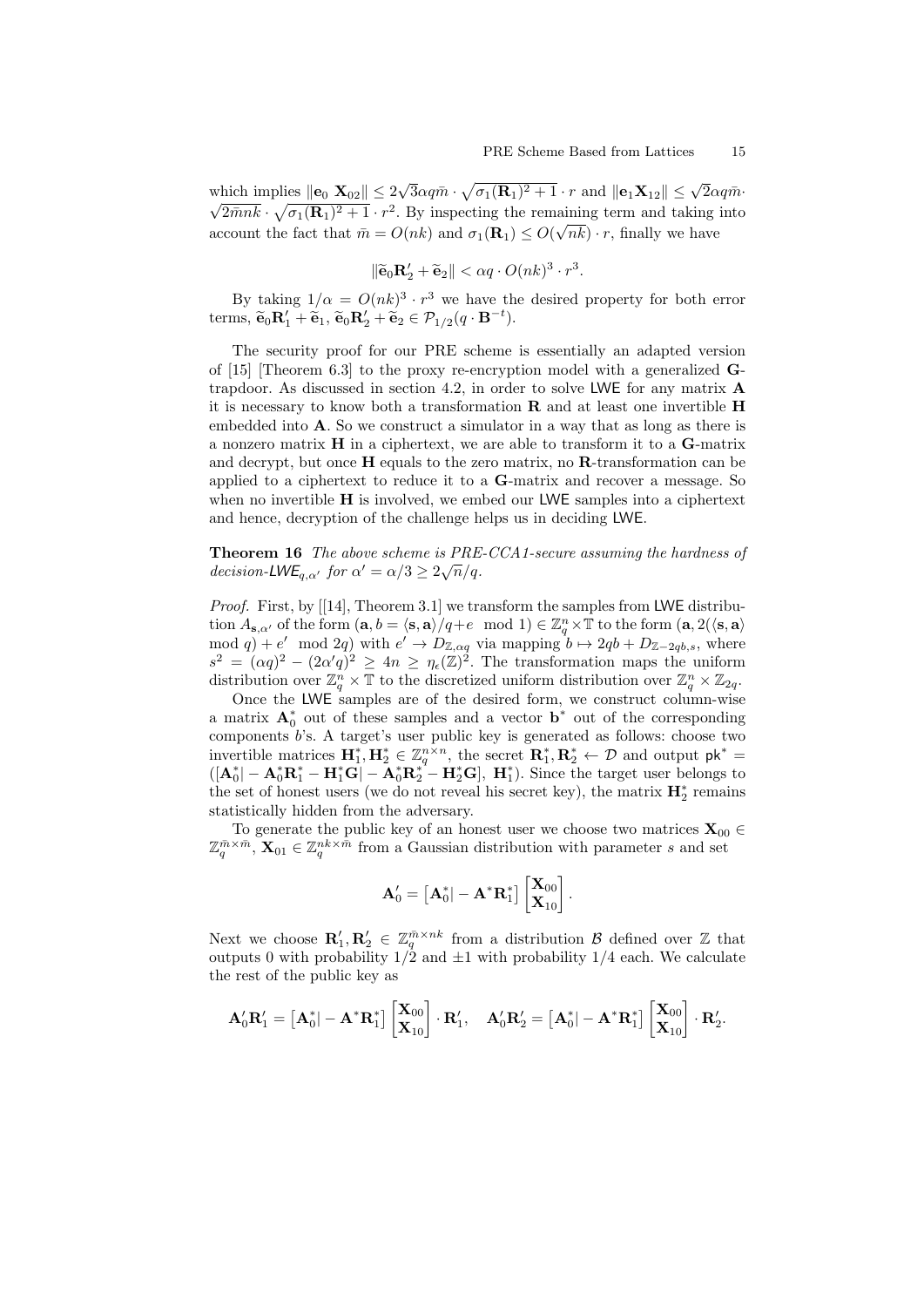which implies $\|\mathbf{e}_0\ \mathbf{X}_{02}\| \leq 2\sqrt{3}\alpha q\bar{m} \cdot \sqrt{\sigma_1(\mathbf{R}_1)^2+1} \cdot r$ and $\|\mathbf{e}_1\mathbf{X}_{12}\| \leq \sqrt{2}\alpha q\bar{m} \cdot \sqrt{2\bar{m}nk} \cdot \sqrt{\sigma_1(\mathbf{R}_1)^2+1} \cdot r^2$. By inspecting the remaining term and taking into account the fact that $\bar{m} = O(nk)$ and $\sigma_1(\mathbf{R}_1) \leq O(\sqrt{nk}) \cdot r$, finally we have

$$\|\widetilde{\mathbf{e}}_0\mathbf{R}_2' + \widetilde{\mathbf{e}}_2\| < \alpha q \cdot O(nk)^3 \cdot r^3.$$

By taking $1/\alpha = O(nk)^3 \cdot r^3$ we have the desired property for both error terms, $\widetilde{\mathbf{e}}_0\mathbf{R}_1' + \widetilde{\mathbf{e}}_1$, $\widetilde{\mathbf{e}}_0\mathbf{R}_2' + \widetilde{\mathbf{e}}_2 \in \mathcal{P}_{1/2}(q \cdot \mathbf{B}^{-t})$.

The security proof for our PRE scheme is essentially an adapted version of [15] [Theorem 6.3] to the proxy re-encryption model with a generalized $\mathbf{G}$-trapdoor. As discussed in section 4.2, in order to solve LWE for any matrix $\mathbf{A}$ it is necessary to know both a transformation $\mathbf{R}$ and at least one invertible $\mathbf{H}$ embedded into $\mathbf{A}$. So we construct a simulator in a way that as long as there is a nonzero matrix $\mathbf{H}$ in a ciphertext, we are able to transform it to a $\mathbf{G}$-matrix and decrypt, but once $\mathbf{H}$ equals to the zero matrix, no $\mathbf{R}$-transformation can be applied to a ciphertext to reduce it to a $\mathbf{G}$-matrix and recover a message. So when no invertible $\mathbf{H}$ is involved, we embed our LWE samples into a ciphertext and hence, decryption of the challenge helps us in deciding LWE.

**Theorem 16** *The above scheme is PRE-CCA1-secure assuming the hardness of decision-LWE$_{q,\alpha'}$ for $\alpha' = \alpha/3 \geq 2\sqrt{n}/q$.*

*Proof.* First, by [[14], Theorem 3.1] we transform the samples from LWE distribution $A_{\mathbf{s},\alpha'}$ of the form $(\mathbf{a}, b = \langle \mathbf{s}, \mathbf{a}\rangle/q + e \mod 1) \in \mathbb{Z}_q^n \times \mathbb{T}$ to the form $(\mathbf{a}, 2(\langle \mathbf{s}, \mathbf{a}\rangle \mod q) + e' \mod 2q)$ with $e' \to D_{\mathbb{Z},\alpha q}$ via mapping $b \mapsto 2qb + D_{\mathbb{Z}-2qb,s}$, where $s^2 = (\alpha q)^2 - (2\alpha' q)^2 \geq 4n \geq \eta_\epsilon(\mathbb{Z})^2$. The transformation maps the uniform distribution over $\mathbb{Z}_q^n \times \mathbb{T}$ to the discretized uniform distribution over $\mathbb{Z}_q^n \times \mathbb{Z}_{2q}$.

Once the LWE samples are of the desired form, we construct column-wise a matrix $\mathbf{A}_0^*$ out of these samples and a vector $\mathbf{b}^*$ out of the corresponding components $b$'s. A target's user public key is generated as follows: choose two invertible matrices $\mathbf{H}_1^*, \mathbf{H}_2^* \in \mathbb{Z}_q^{n\times n}$, the secret $\mathbf{R}_1^*, \mathbf{R}_2^* \leftarrow \mathcal{D}$ and output $\mathsf{pk}^* = ([\mathbf{A}_0^*| - \mathbf{A}_0^*\mathbf{R}_1^* - \mathbf{H}_1^*\mathbf{G}| - \mathbf{A}_0^*\mathbf{R}_2^* - \mathbf{H}_2^*\mathbf{G}],\ \mathbf{H}_1^*)$. Since the target user belongs to the set of honest users (we do not reveal his secret key), the matrix $\mathbf{H}_2^*$ remains statistically hidden from the adversary.

To generate the public key of an honest user we choose two matrices $\mathbf{X}_{00} \in \mathbb{Z}_q^{\bar{m}\times\bar{m}}$, $\mathbf{X}_{01} \in \mathbb{Z}_q^{nk\times\bar{m}}$ from a Gaussian distribution with parameter $s$ and set

$$\mathbf{A}_0' = \left[\mathbf{A}_0^*| - \mathbf{A}^*\mathbf{R}_1^*\right]\begin{bmatrix}\mathbf{X}_{00}\\ \mathbf{X}_{10}\end{bmatrix}.$$

Next we choose $\mathbf{R}_1', \mathbf{R}_2' \in \mathbb{Z}_q^{\bar{m}\times nk}$ from a distribution $\mathcal{B}$ defined over $\mathbb{Z}$ that outputs 0 with probability $1/2$ and $\pm 1$ with probability $1/4$ each. We calculate the rest of the public key as

$$\mathbf{A}_0'\mathbf{R}_1' = \left[\mathbf{A}_0^*| - \mathbf{A}^*\mathbf{R}_1^*\right]\begin{bmatrix}\mathbf{X}_{00}\\ \mathbf{X}_{10}\end{bmatrix}\cdot\mathbf{R}_1', \quad \mathbf{A}_0'\mathbf{R}_2' = \left[\mathbf{A}_0^*| - \mathbf{A}^*\mathbf{R}_1^*\right]\begin{bmatrix}\mathbf{X}_{00}\\ \mathbf{X}_{10}\end{bmatrix}\cdot\mathbf{R}_2'.$$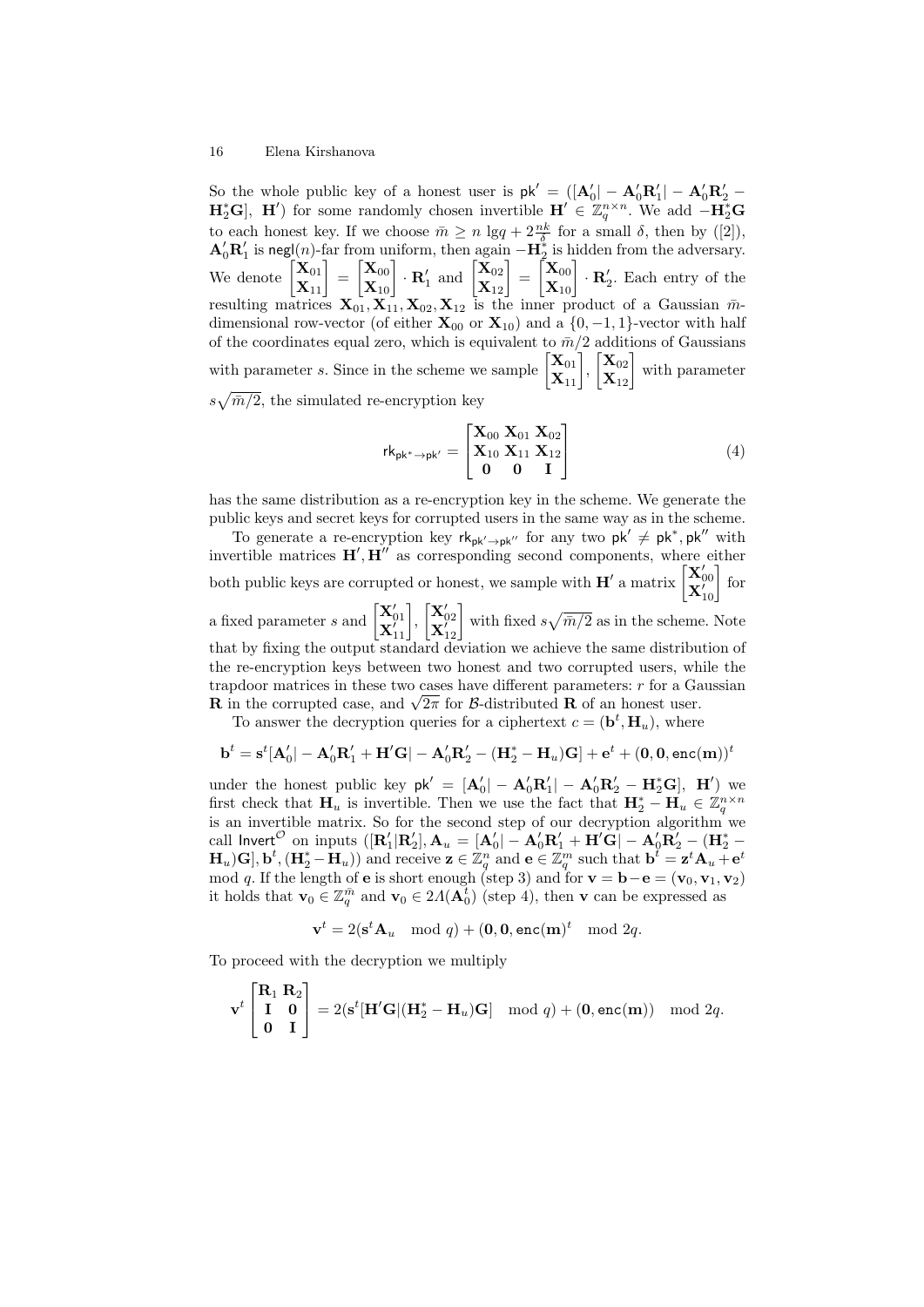So the whole public key of a honest user is $\mathsf{pk}' = ([\mathbf{A}'_0 | -\mathbf{A}'_0\mathbf{R}'_1 | -\mathbf{A}'_0\mathbf{R}'_2 - \mathbf{H}^*_2\mathbf{G}],\ \mathbf{H}')$ for some randomly chosen invertible $\mathbf{H}' \in \mathbb{Z}_q^{n\times n}$. We add $-\mathbf{H}^*_2\mathbf{G}$ to each honest key. If we choose $\bar{m} \geq n\ \lg q + 2\frac{nk}{\delta}$ for a small $\delta$, then by ([2]), $\mathbf{A}'_0\mathbf{R}'_1$ is $\mathsf{negl}(n)$-far from uniform, then again $-\mathbf{H}^*_2$ is hidden from the adversary. We denote $\begin{bmatrix}\mathbf{X}_{01}\\ \mathbf{X}_{11}\end{bmatrix} = \begin{bmatrix}\mathbf{X}_{00}\\ \mathbf{X}_{10}\end{bmatrix}\cdot\mathbf{R}'_1$ and $\begin{bmatrix}\mathbf{X}_{02}\\ \mathbf{X}_{12}\end{bmatrix} = \begin{bmatrix}\mathbf{X}_{00}\\ \mathbf{X}_{10}\end{bmatrix}\cdot\mathbf{R}'_2$. Each entry of the resulting matrices $\mathbf{X}_{01}, \mathbf{X}_{11}, \mathbf{X}_{02}, \mathbf{X}_{12}$ is the inner product of a Gaussian $\bar{m}$-dimensional row-vector (of either $\mathbf{X}_{00}$ or $\mathbf{X}_{10}$) and a $\{0,-1,1\}$-vector with half of the coordinates equal zero, which is equivalent to $\bar{m}/2$ additions of Gaussians with parameter $s$. Since in the scheme we sample $\begin{bmatrix}\mathbf{X}_{01}\\ \mathbf{X}_{11}\end{bmatrix}, \begin{bmatrix}\mathbf{X}_{02}\\ \mathbf{X}_{12}\end{bmatrix}$ with parameter $s\sqrt{\bar{m}/2}$, the simulated re-encryption key

$$\mathsf{rk}_{\mathsf{pk}^*\to\mathsf{pk}'} = \begin{bmatrix}\mathbf{X}_{00} & \mathbf{X}_{01} & \mathbf{X}_{02}\\ \mathbf{X}_{10} & \mathbf{X}_{11} & \mathbf{X}_{12}\\ \mathbf{0} & \mathbf{0} & \mathbf{I}\end{bmatrix} \tag{4}$$

has the same distribution as a re-encryption key in the scheme. We generate the public keys and secret keys for corrupted users in the same way as in the scheme.

To generate a re-encryption key $\mathsf{rk}_{\mathsf{pk}'\to\mathsf{pk}''}$ for any two $\mathsf{pk}' \neq \mathsf{pk}^*, \mathsf{pk}''$ with invertible matrices $\mathbf{H}', \mathbf{H}''$ as corresponding second components, where either both public keys are corrupted or honest, we sample with $\mathbf{H}'$ a matrix $\begin{bmatrix}\mathbf{X}'_{00}\\ \mathbf{X}'_{10}\end{bmatrix}$ for a fixed parameter $s$ and $\begin{bmatrix}\mathbf{X}'_{01}\\ \mathbf{X}'_{11}\end{bmatrix}, \begin{bmatrix}\mathbf{X}'_{02}\\ \mathbf{X}'_{12}\end{bmatrix}$ with fixed $s\sqrt{\bar{m}/2}$ as in the scheme. Note that by fixing the output standard deviation we achieve the same distribution of the re-encryption keys between two honest and two corrupted users, while the trapdoor matrices in these two cases have different parameters: $r$ for a Gaussian $\mathbf{R}$ in the corrupted case, and $\sqrt{2\pi}$ for $\mathcal{B}$-distributed $\mathbf{R}$ of an honest user.

To answer the decryption queries for a ciphertext $c = (\mathbf{b}^t, \mathbf{H}_u)$, where

$$\mathbf{b}^t = \mathbf{s}^t[\mathbf{A}'_0 | -\mathbf{A}'_0\mathbf{R}'_1 + \mathbf{H}'\mathbf{G} | -\mathbf{A}'_0\mathbf{R}'_2 - (\mathbf{H}^*_2 - \mathbf{H}_u)\mathbf{G}] + \mathbf{e}^t + (\mathbf{0}, \mathbf{0}, \mathsf{enc}(\mathbf{m}))^t$$

under the honest public key $\mathsf{pk}' = [\mathbf{A}'_0 | -\mathbf{A}'_0\mathbf{R}'_1 | -\mathbf{A}'_0\mathbf{R}'_2 - \mathbf{H}^*_2\mathbf{G}],\ \mathbf{H}')$ we first check that $\mathbf{H}_u$ is invertible. Then we use the fact that $\mathbf{H}^*_2 - \mathbf{H}_u \in \mathbb{Z}_q^{n\times n}$ is an invertible matrix. So for the second step of our decryption algorithm we call $\mathsf{Invert}^{\mathcal{O}}$ on inputs $([\mathbf{R}'_1 | \mathbf{R}'_2], \mathbf{A}_u = [\mathbf{A}'_0 | -\mathbf{A}'_0\mathbf{R}'_1 + \mathbf{H}'\mathbf{G} | -\mathbf{A}'_0\mathbf{R}'_2 - (\mathbf{H}^*_2 - \mathbf{H}_u)\mathbf{G}], \mathbf{b}^t, (\mathbf{H}^*_2 - \mathbf{H}_u))$ and receive $\mathbf{z} \in \mathbb{Z}_q^n$ and $\mathbf{e} \in \mathbb{Z}_q^m$ such that $\mathbf{b}^t = \mathbf{z}^t\mathbf{A}_u + \mathbf{e}^t \mod q$. If the length of $\mathbf{e}$ is short enough (step 3) and for $\mathbf{v} = \mathbf{b} - \mathbf{e} = (\mathbf{v}_0, \mathbf{v}_1, \mathbf{v}_2)$ it holds that $\mathbf{v}_0 \in \mathbb{Z}_q^{\bar{m}}$ and $\mathbf{v}_0 \in 2\Lambda(\mathbf{A}_0^t)$ (step 4), then $\mathbf{v}$ can be expressed as

$$\mathbf{v}^t = 2(\mathbf{s}^t\mathbf{A}_u \mod q) + (\mathbf{0}, \mathbf{0}, \mathsf{enc}(\mathbf{m})^t \mod 2q.$$

To proceed with the decryption we multiply

$$\mathbf{v}^t\begin{bmatrix}\mathbf{R}_1 & \mathbf{R}_2\\ \mathbf{I} & \mathbf{0}\\ \mathbf{0} & \mathbf{I}\end{bmatrix} = 2(\mathbf{s}^t[\mathbf{H}'\mathbf{G} | (\mathbf{H}^*_2 - \mathbf{H}_u)\mathbf{G}] \mod q) + (\mathbf{0}, \mathsf{enc}(\mathbf{m})) \mod 2q.$$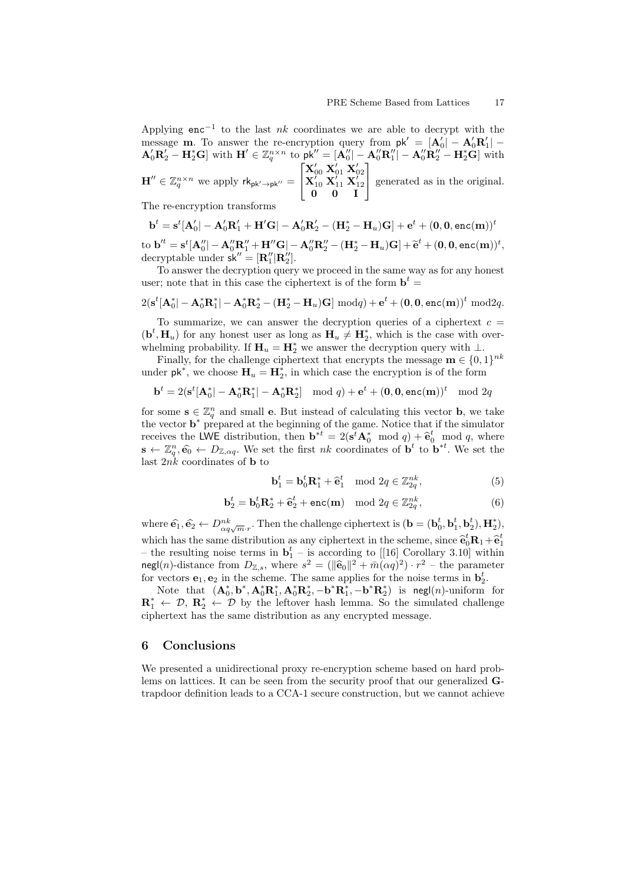Applying $\mathsf{enc}^{-1}$ to the last $nk$ coordinates we are able to decrypt with the message $\mathbf{m}$. To answer the re-encryption query from $\mathsf{pk}' = [\mathbf{A}'_0| - \mathbf{A}'_0\mathbf{R}'_1| - \mathbf{A}'_0\mathbf{R}'_2 - \mathbf{H}^*_2\mathbf{G}]$ with $\mathbf{H}' \in \mathbb{Z}_q^{n\times n}$ to $\mathsf{pk}'' = [\mathbf{A}''_0| - \mathbf{A}''_0\mathbf{R}''_1| - \mathbf{A}''_0\mathbf{R}''_2 - \mathbf{H}^*_2\mathbf{G}]$ with $\mathbf{H}'' \in \mathbb{Z}_q^{n\times n}$ we apply $\mathsf{rk}_{\mathsf{pk}'\to\mathsf{pk}''} = \begin{bmatrix} \mathbf{X}'_{00} & \mathbf{X}'_{01} & \mathbf{X}'_{02} \\ \mathbf{X}'_{10} & \mathbf{X}'_{11} & \mathbf{X}'_{12} \\ \mathbf{0} & \mathbf{0} & \mathbf{I} \end{bmatrix}$ generated as in the original. The re-encryption transforms

$$\mathbf{b}^t = \mathbf{s}^t[\mathbf{A}'_0| - \mathbf{A}'_0\mathbf{R}'_1 + \mathbf{H}'\mathbf{G}| - \mathbf{A}'_0\mathbf{R}'_2 - (\mathbf{H}^*_2 - \mathbf{H}_u)\mathbf{G}] + \mathbf{e}^t + (\mathbf{0}, \mathbf{0}, \mathsf{enc}(\mathbf{m}))^t$$

to $\mathbf{b}'^t = \mathbf{s}^t[\mathbf{A}''_0| - \mathbf{A}''_0\mathbf{R}''_1 + \mathbf{H}''\mathbf{G}| - \mathbf{A}''_0\mathbf{R}''_2 - (\mathbf{H}^*_2 - \mathbf{H}_u)\mathbf{G}] + \widetilde{\mathbf{e}}^t + (\mathbf{0}, \mathbf{0}, \mathsf{enc}(\mathbf{m}))^t$, decryptable under $\mathsf{sk}'' = [\mathbf{R}''_1|\mathbf{R}''_2]$.

To answer the decryption query we proceed in the same way as for any honest user; note that in this case the ciphertext is of the form $\mathbf{b}^t =$

$$2(\mathbf{s}^t[\mathbf{A}^*_0| - \mathbf{A}^*_0\mathbf{R}^*_1| - \mathbf{A}^*_0\mathbf{R}^*_2 - (\mathbf{H}^*_2 - \mathbf{H}_u)\mathbf{G}] \bmod q) + \mathbf{e}^t + (\mathbf{0}, \mathbf{0}, \mathsf{enc}(\mathbf{m}))^t \bmod 2q.$$

To summarize, we can answer the decryption queries of a ciphertext $c = (\mathbf{b}^t, \mathbf{H}_u)$ for any honest user as long as $\mathbf{H}_u \neq \mathbf{H}^*_2$, which is the case with overwhelming probability. If $\mathbf{H}_u = \mathbf{H}^*_2$ we answer the decryption query with $\perp$.

Finally, for the challenge ciphertext that encrypts the message $\mathbf{m} \in \{0,1\}^{nk}$ under $\mathsf{pk}^*$, we choose $\mathbf{H}_u = \mathbf{H}^*_2$, in which case the encryption is of the form

$$\mathbf{b}^t = 2(\mathbf{s}^t[\mathbf{A}^*_0| - \mathbf{A}^*_0\mathbf{R}^*_1| - \mathbf{A}^*_0\mathbf{R}^*_2] \mod q) + \mathbf{e}^t + (\mathbf{0}, \mathbf{0}, \mathsf{enc}(\mathbf{m}))^t \mod 2q$$

for some $\mathbf{s} \in \mathbb{Z}_q^n$ and small $\mathbf{e}$. But instead of calculating this vector $\mathbf{b}$, we take the vector $\mathbf{b}^*$ prepared at the beginning of the game. Notice that if the simulator receives the $\mathsf{LWE}$ distribution, then $\mathbf{b}^{*t} = 2(\mathbf{s}^t\mathbf{A}^*_0 \mod q) + \widehat{\mathbf{e}}^t_0 \mod q$, where $\mathbf{s} \leftarrow \mathbb{Z}_q^n, \widehat{\mathbf{e}_0} \leftarrow D_{\mathbb{Z},\alpha q}$. We set the first $nk$ coordinates of $\mathbf{b}^t$ to $\mathbf{b}^{*t}$. We set the last $2nk$ coordinates of $\mathbf{b}$ to

$$\mathbf{b}^t_1 = \mathbf{b}^t_0\mathbf{R}^*_1 + \widehat{\mathbf{e}}^t_1 \mod 2q \in \mathbb{Z}_{2q}^{nk}, \tag{5}$$

$$\mathbf{b}^t_2 = \mathbf{b}^t_0\mathbf{R}^*_2 + \widehat{\mathbf{e}}^t_2 + \mathsf{enc}(\mathbf{m}) \mod 2q \in \mathbb{Z}_{2q}^{nk}, \tag{6}$$

where $\widehat{\mathbf{e}_1}, \widehat{\mathbf{e}_2} \leftarrow D^{nk}_{\alpha q\sqrt{\bar{m}}\cdot r}$. Then the challenge ciphertext is $(\mathbf{b} = (\mathbf{b}^t_0, \mathbf{b}^t_1, \mathbf{b}^t_2), \mathbf{H}^*_2)$, which has the same distribution as any ciphertext in the scheme, since $\widehat{\mathbf{e}}^t_0\mathbf{R}_1 + \widehat{\mathbf{e}}^t_1$ – the resulting noise terms in $\mathbf{b}^t_1$ – is according to [[16] Corollary 3.10] within $\mathsf{negl}(n)$-distance from $D_{\mathbb{Z},s}$, where $s^2 = (\|\widehat{\mathbf{e}}_0\|^2 + \bar{m}(\alpha q)^2) \cdot r^2$ – the parameter for vectors $\mathbf{e}_1, \mathbf{e}_2$ in the scheme. The same applies for the noise terms in $\mathbf{b}^t_2$.

Note that $(\mathbf{A}^*_0, \mathbf{b}^*, \mathbf{A}^*_0\mathbf{R}^*_1, \mathbf{A}^*_0\mathbf{R}^*_2, -\mathbf{b}^*\mathbf{R}^*_1, -\mathbf{b}^*\mathbf{R}^*_2)$ is $\mathsf{negl}(n)$-uniform for $\mathbf{R}^*_1 \leftarrow \mathcal{D}$, $\mathbf{R}^*_2 \leftarrow \mathcal{D}$ by the leftover hash lemma. So the simulated challenge ciphertext has the same distribution as any encrypted message.

## 6 Conclusions

We presented a unidirectional proxy re-encryption scheme based on hard problems on lattices. It can be seen from the security proof that our generalized **G**-trapdoor definition leads to a CCA-1 secure construction, but we cannot achieve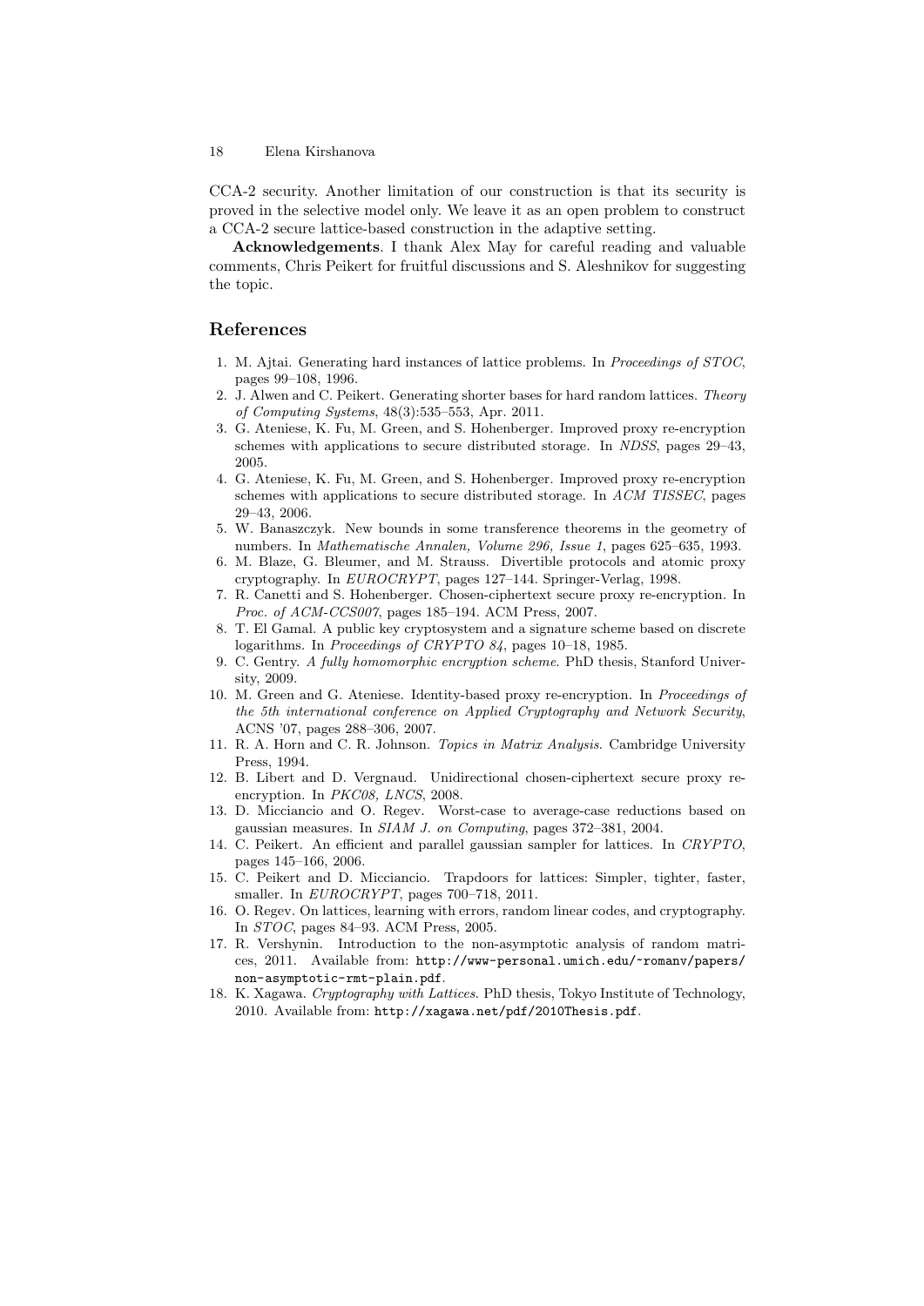CCA-2 security. Another limitation of our construction is that its security is proved in the selective model only. We leave it as an open problem to construct a CCA-2 secure lattice-based construction in the adaptive setting.

**Acknowledgements**. I thank Alex May for careful reading and valuable comments, Chris Peikert for fruitful discussions and S. Aleshnikov for suggesting the topic.

## References

1. M. Ajtai. Generating hard instances of lattice problems. In *Proceedings of STOC*, pages 99–108, 1996.
2. J. Alwen and C. Peikert. Generating shorter bases for hard random lattices. *Theory of Computing Systems*, 48(3):535–553, Apr. 2011.
3. G. Ateniese, K. Fu, M. Green, and S. Hohenberger. Improved proxy re-encryption schemes with applications to secure distributed storage. In *NDSS*, pages 29–43, 2005.
4. G. Ateniese, K. Fu, M. Green, and S. Hohenberger. Improved proxy re-encryption schemes with applications to secure distributed storage. In *ACM TISSEC*, pages 29–43, 2006.
5. W. Banaszczyk. New bounds in some transference theorems in the geometry of numbers. In *Mathematische Annalen, Volume 296, Issue 1*, pages 625–635, 1993.
6. M. Blaze, G. Bleumer, and M. Strauss. Divertible protocols and atomic proxy cryptography. In *EUROCRYPT*, pages 127–144. Springer-Verlag, 1998.
7. R. Canetti and S. Hohenberger. Chosen-ciphertext secure proxy re-encryption. In *Proc. of ACM-CCS007*, pages 185–194. ACM Press, 2007.
8. T. El Gamal. A public key cryptosystem and a signature scheme based on discrete logarithms. In *Proceedings of CRYPTO 84*, pages 10–18, 1985.
9. C. Gentry. *A fully homomorphic encryption scheme*. PhD thesis, Stanford University, 2009.
10. M. Green and G. Ateniese. Identity-based proxy re-encryption. In *Proceedings of the 5th international conference on Applied Cryptography and Network Security*, ACNS '07, pages 288–306, 2007.
11. R. A. Horn and C. R. Johnson. *Topics in Matrix Analysis*. Cambridge University Press, 1994.
12. B. Libert and D. Vergnaud. Unidirectional chosen-ciphertext secure proxy re-encryption. In *PKC08, LNCS*, 2008.
13. D. Micciancio and O. Regev. Worst-case to average-case reductions based on gaussian measures. In *SIAM J. on Computing*, pages 372–381, 2004.
14. C. Peikert. An efficient and parallel gaussian sampler for lattices. In *CRYPTO*, pages 145–166, 2006.
15. C. Peikert and D. Micciancio. Trapdoors for lattices: Simpler, tighter, faster, smaller. In *EUROCRYPT*, pages 700–718, 2011.
16. O. Regev. On lattices, learning with errors, random linear codes, and cryptography. In *STOC*, pages 84–93. ACM Press, 2005.
17. R. Vershynin. Introduction to the non-asymptotic analysis of random matrices, 2011. Available from: `http://www-personal.umich.edu/~romanv/papers/non-asymptotic-rmt-plain.pdf`.
18. K. Xagawa. *Cryptography with Lattices*. PhD thesis, Tokyo Institute of Technology, 2010. Available from: `http://xagawa.net/pdf/2010Thesis.pdf`.